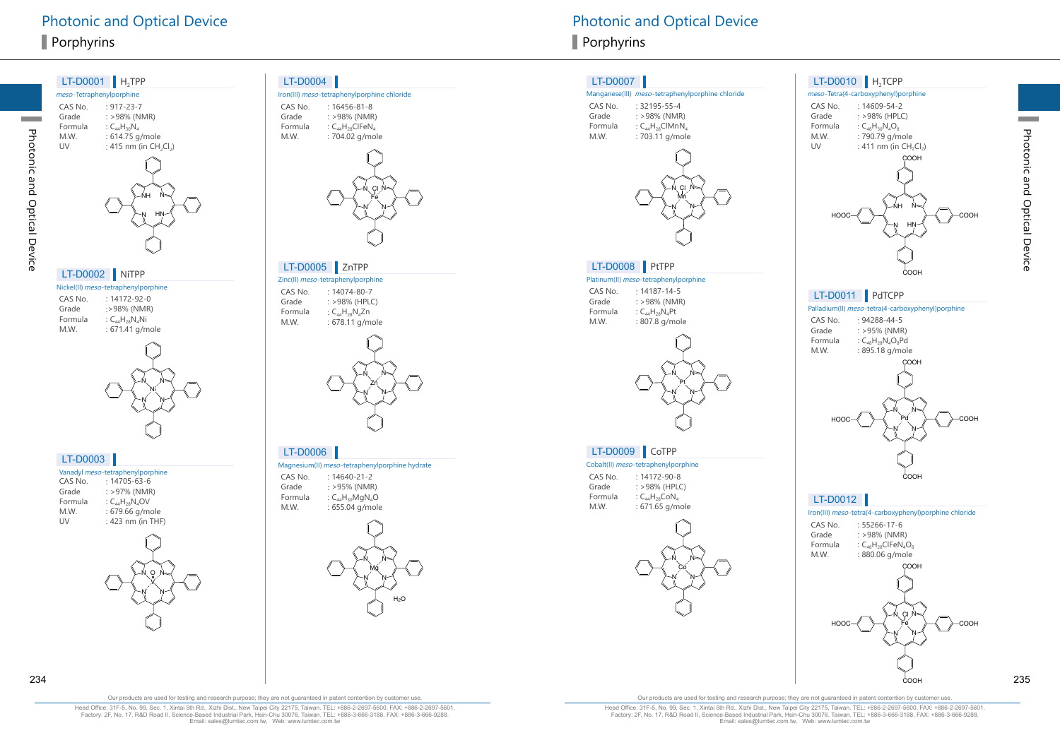# Photonic and Optical Device

## Porphyrins

### LT-D0001 | $H_2TPP$

*meso*-Tetraphenylporphine

| | |
|---|---|
| CAS No. | : 917-23-7 |
| Grade | : >98% (NMR) |
| Formula | : $C_{44}H_{30}N_4$ |
| M.W. | : 614.75 g/mole |
| UV | : 415 nm (in $CH_2Cl_2$) |

### LT-D0002 | NiTPP

Nickel(II) *meso*-tetraphenylporphine

| | |
|---|---|
| CAS No. | : 14172-92-0 |
| Grade | :>98% (NMR) |
| Formula | : $C_{44}H_{28}N_4Ni$ |
| M.W. | : 671.41 g/mole |

### LT-D0003

Vanadyl *meso*-tetraphenylporphine

| | |
|---|---|
| CAS No. | : 14705-63-6 |
| Grade | : >97% (NMR) |
| Formula | : $C_{44}H_{28}N_4OV$ |
| M.W. | : 679.66 g/mole |
| UV | : 423 nm (in THF) |

### LT-D0004

Iron(III) *meso*-tetraphenylporphine chloride

| | |
|---|---|
| CAS No. | : 16456-81-8 |
| Grade | : >98% (NMR) |
| Formula | : $C_{44}H_{28}ClFeN_4$ |
| M.W. | : 704.02 g/mole |

### LT-D0005 | ZnTPP

Zinc(II) *meso*-tetraphenylporphine

| | |
|---|---|
| CAS No. | : 14074-80-7 |
| Grade | : >98% (HPLC) |
| Formula | : $C_{44}H_{28}N_4Zn$ |
| M.W. | : 678.11 g/mole |

### LT-D0006

Magnesium(II) *meso*-tetraphenylporphine hydrate

| | |
|---|---|
| CAS No. | : 14640-21-2 |
| Grade | : >95% (NMR) |
| Formula | : $C_{44}H_{30}MgN_4O$ |
| M.W. | : 655.04 g/mole |

### LT-D0007

Manganese(III) *meso*-tetraphenylporphine chloride

| | |
|---|---|
| CAS No. | : 32195-55-4 |
| Grade | : >98% (NMR) |
| Formula | : $C_{44}H_{28}ClMnN_4$ |
| M.W. | : 703.11 g/mole |

### LT-D0008 | PtTPP

Platinum(II) *meso*-tetraphenylporphine

| | |
|---|---|
| CAS No. | : 14187-14-5 |
| Grade | : >98% (NMR) |
| Formula | : $C_{44}H_{28}N_4Pt$ |
| M.W. | : 807.8 g/mole |

### LT-D0009 | CoTPP

Cobalt(II) *meso*-tetraphenylporphine

| | |
|---|---|
| CAS No. | : 14172-90-8 |
| Grade | : >98% (HPLC) |
| Formula | : $C_{44}H_{28}CoN_4$ |
| M.W. | : 671.65 g/mole |

### LT-D0010 | $H_2TCPP$

*meso*-Tetra(4-carboxyphenyl)porphine

| | |
|---|---|
| CAS No. | : 14609-54-2 |
| Grade | : >98% (HPLC) |
| Formula | : $C_{48}H_{30}N_4O_8$ |
| M.W. | : 790.79 g/mole |
| UV | : 411 nm (in $CH_2Cl_2$) |

### LT-D0011 | PdTCPP

Palladium(II) *meso*-tetra(4-carboxyphenyl)porphine

| | |
|---|---|
| CAS No. | : 94288-44-5 |
| Grade | : >95% (NMR) |
| Formula | : $C_{48}H_{28}N_4O_8Pd$ |
| M.W. | : 895.18 g/mole |

### LT-D0012

Iron(III) *meso*-tetra(4-carboxyphenyl)porphine chloride

| | |
|---|---|
| CAS No. | : 55266-17-6 |
| Grade | : >98% (NMR) |
| Formula | : $C_{48}H_{28}ClFeN_4O_8$ |
| M.W. | : 880.06 g/mole |

Our products are used for testing and research purpose; they are not guaranteed in patent contention by customer use.

Head Office: 31F-5, No. 99, Sec. 1, Xintai 5th Rd., Xizhi Dist., New Taipei City 22175, Taiwan. TEL: +886-2-2697-5600, FAX: +886-2-2697-5601.
Factory: 2F, No. 17, R&D Road II, Science-Based Industrial Park, Hsin-Chu 30076, Taiwan. TEL: +886-3-666-3188, FAX: +886-3-666-9288.
Email: sales@lumtec.com.tw, Web: www.lumtec.com.tw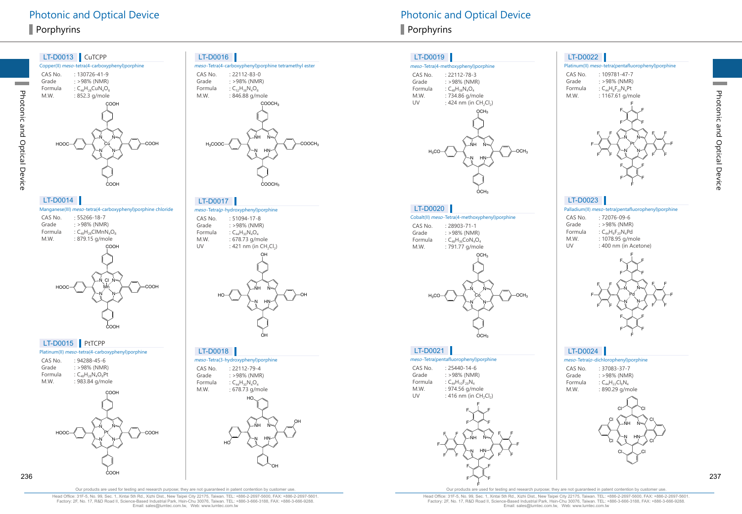# Photonic and Optical Device

## Porphyrins

### LT-D0013 | CuTCPP

Copper(II) *meso*-tetra(4-carboxyphenyl)porphine

- CAS No. : 130726-41-9
- Grade : >98% (NMR)
- Formula : $C_{48}H_{28}CuN_4O_8$
- M.W. : 852.3 g/mole

### LT-D0014

Manganese(III) *meso*-tetra(4-carboxyphenyl)porphine chloride

- CAS No. : 55266-18-7
- Grade : >98% (NMR)
- Formula : $C_{48}H_{28}ClMnN_4O_8$
- M.W. : 879.15 g/mole

### LT-D0015 | PtTCPP

Platinum(II) *meso*-tetra(4-carboxyphenyl)porphine

- CAS No. : 94288-45-6
- Grade : >98% (NMR)
- Formula : $C_{48}H_{28}N_4O_8Pt$
- M.W. : 983.84 g/mole

### LT-D0016

*meso*-Tetra(4-carboxyphenyl)porphine tetramethyl ester

- CAS No. : 22112-83-0
- Grade : >98% (NMR)
- Formula : $C_{52}H_{38}N_4O_8$
- M.W. : 846.88 g/mole

### LT-D0017

*meso*-Tetra(*p*-hydroxyphenyl)porphine

- CAS No. : 51094-17-8
- Grade : >98% (NMR)
- Formula : $C_{44}H_{30}N_4O_4$
- M.W. : 678.73 g/mole
- UV : 421 nm (in $CH_2Cl_2$)

### LT-D0018

*meso*-Tetra(3-hydroxyphenyl)porphine

- CAS No. : 22112-79-4
- Grade : >98% (NMR)
- Formula : $C_{44}H_{30}N_4O_4$
- M.W. : 678.73 g/mole

### LT-D0019

*meso*-Tetra(4-methoxyphenyl)porphine

- CAS No. : 22112-78-3
- Grade : >98% (NMR)
- Formula : $C_{48}H_{38}N_4O_4$
- M.W. : 734.86 g/mole
- UV : 424 nm (in $CH_2Cl_2$)

### LT-D0020

Cobalt(II) *meso*-Tetra(4-methoxyphenyl)porphine

- CAS No. : 28903-71-1
- Grade : >98% (NMR)
- Formula : $C_{48}H_{36}CoN_4O_4$
- M.W. : 791.77 g/mole

### LT-D0021

*meso*-Tetra(pentafluorophenyl)porphine

- CAS No. : 25440-14-6
- Grade : >98% (NMR)
- Formula : $C_{44}H_{10}F_{20}N_4$
- M.W. : 974.56 g/mole
- UV : 416 nm (in $CH_2Cl_2$)

### LT-D0022

Platinum(II) *meso*-tetra(pentafluorophenyl)porphine

- CAS No. : 109781-47-7
- Grade : >98% (NMR)
- Formula : $C_{44}H_8F_{20}N_4Pt$
- M.W. : 1167.61 g/mole

### LT-D0023

Palladium(II) *meso*-tetra(pentafluorophenyl)porphine

- CAS No. : 72076-09-6
- Grade : >98% (NMR)
- Formula : $C_{44}H_8F_{20}N_4Pd$
- M.W. : 1078.95 g/mole
- UV : 400 nm (in Acetone)

### LT-D0024

*meso*-Tetra(*o*-dichlorophenyl)porphine

- CAS No. : 37083-37-7
- Grade : >98% (NMR)
- Formula : $C_{44}H_{22}Cl_8N_4$
- M.W. : 890.29 g/mole

Our products are used for testing and research purpose; they are not guaranteed in patent contention by customer use.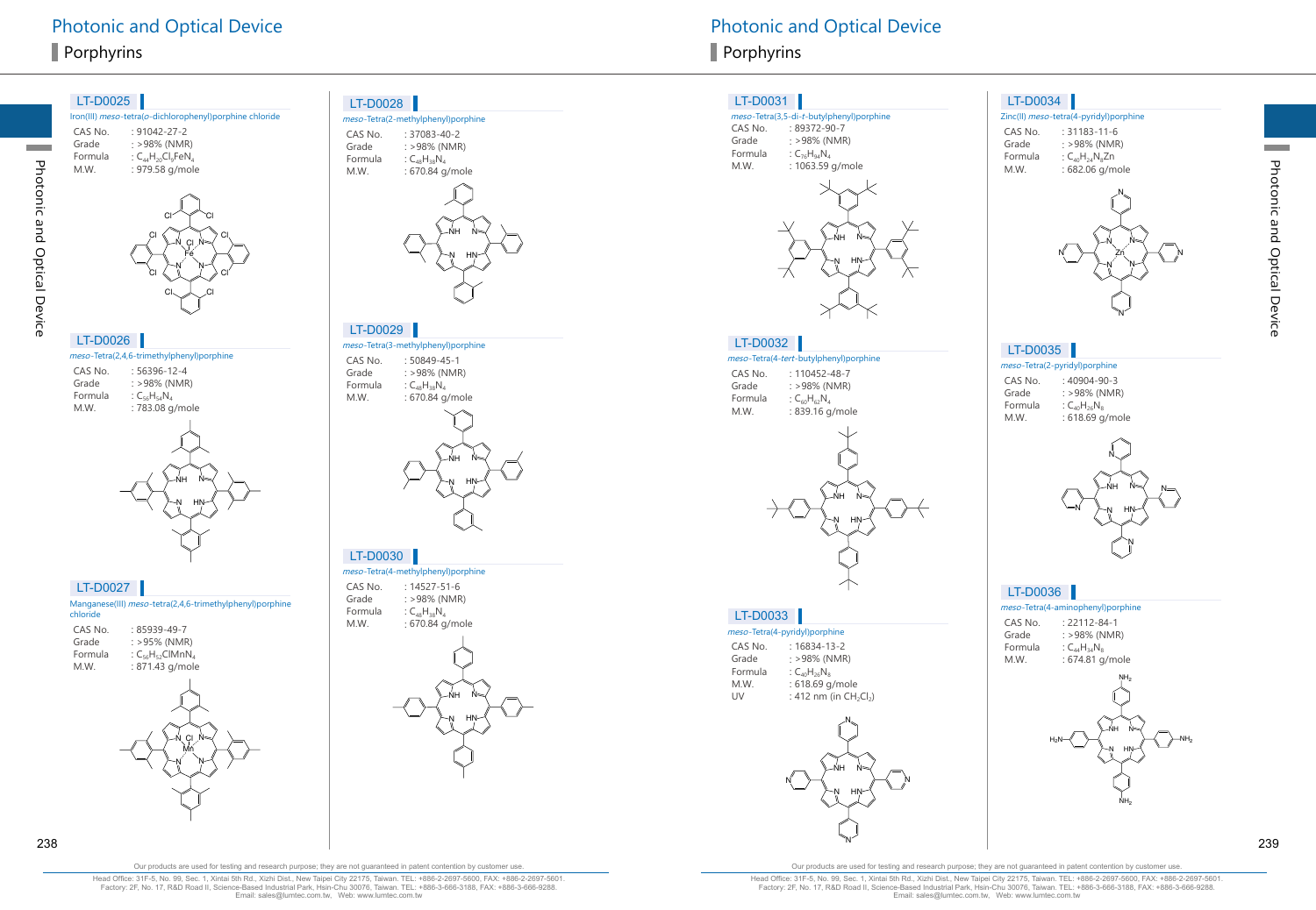# Photonic and Optical Device

## Porphyrins

### LT-D0025

Iron(III) *meso*-tetra(o-dichlorophenyl)porphine chloride

| | |
|---|---|
| CAS No. | : 91042-27-2 |
| Grade | : >98% (NMR) |
| Formula | : $C_{44}H_{20}Cl_9FeN_4$ |
| M.W. | : 979.58 g/mole |

### LT-D0026

*meso*-Tetra(2,4,6-trimethylphenyl)porphine

| | |
|---|---|
| CAS No. | : 56396-12-4 |
| Grade | : >98% (NMR) |
| Formula | : $C_{56}H_{54}N_4$ |
| M.W. | : 783.08 g/mole |

### LT-D0027

Manganese(III) *meso*-tetra(2,4,6-trimethylphenyl)porphine chloride

| | |
|---|---|
| CAS No. | : 85939-49-7 |
| Grade | : >95% (NMR) |
| Formula | : $C_{56}H_{52}ClMnN_4$ |
| M.W. | : 871.43 g/mole |

### LT-D0028

*meso*-Tetra(2-methylphenyl)porphine

| | |
|---|---|
| CAS No. | : 37083-40-2 |
| Grade | : >98% (NMR) |
| Formula | : $C_{48}H_{38}N_4$ |
| M.W. | : 670.84 g/mole |

### LT-D0029

*meso*-Tetra(3-methylphenyl)porphine

| | |
|---|---|
| CAS No. | : 50849-45-1 |
| Grade | : >98% (NMR) |
| Formula | : $C_{48}H_{38}N_4$ |
| M.W. | : 670.84 g/mole |

### LT-D0030

*meso*-Tetra(4-methylphenyl)porphine

| | |
|---|---|
| CAS No. | : 14527-51-6 |
| Grade | : >98% (NMR) |
| Formula | : $C_{48}H_{38}N_4$ |
| M.W. | : 670.84 g/mole |

### LT-D0031

*meso*-Tetra(3,5-di-*t*-butylphenyl)porphine

| | |
|---|---|
| CAS No. | : 89372-90-7 |
| Grade | : >98% (NMR) |
| Formula | : $C_{76}H_{94}N_4$ |
| M.W. | : 1063.59 g/mole |

### LT-D0032

*meso*-Tetra(4-*tert*-butylphenyl)porphine

| | |
|---|---|
| CAS No. | : 110452-48-7 |
| Grade | : >98% (NMR) |
| Formula | : $C_{60}H_{62}N_4$ |
| M.W. | : 839.16 g/mole |

### LT-D0033

*meso*-Tetra(4-pyridyl)porphine

| | |
|---|---|
| CAS No. | : 16834-13-2 |
| Grade | : >98% (NMR) |
| Formula | : $C_{40}H_{26}N_8$ |
| M.W. | : 618.69 g/mole |
| UV | : 412 nm (in $CH_2Cl_2$) |

### LT-D0034

Zinc(II) *meso*-tetra(4-pyridyl)porphine

| | |
|---|---|
| CAS No. | : 31183-11-6 |
| Grade | : >98% (NMR) |
| Formula | : $C_{40}H_{24}N_8Zn$ |
| M.W. | : 682.06 g/mole |

### LT-D0035

*meso*-Tetra(2-pyridyl)porphine

| | |
|---|---|
| CAS No. | : 40904-90-3 |
| Grade | : >98% (NMR) |
| Formula | : $C_{40}H_{26}N_8$ |
| M.W. | : 618.69 g/mole |

### LT-D0036

*meso*-Tetra(4-aminophenyl)porphine

| | |
|---|---|
| CAS No. | : 22112-84-1 |
| Grade | : >98% (NMR) |
| Formula | : $C_{44}H_{34}N_8$ |
| M.W. | : 674.81 g/mole |

Our products are used for testing and research purpose; they are not guaranteed in patent contention by customer use.

Head Office: 3F-5, No. 99, Sec. 1, Xintai 5th Rd., Xizhi Dist., New Taipei City 22175, Taiwan. TEL: +886-2-2697-5600, FAX: +886-2-2697-5601.
Factory: 2F, No. 17, R&D Road II, Science-Based Industrial Park, Hsin-Chu 30076, Taiwan. TEL: +886-3-666-3188, FAX: +886-3-666-9288.
Email: sales@lumtec.com.tw, Web: www.lumtec.com.tw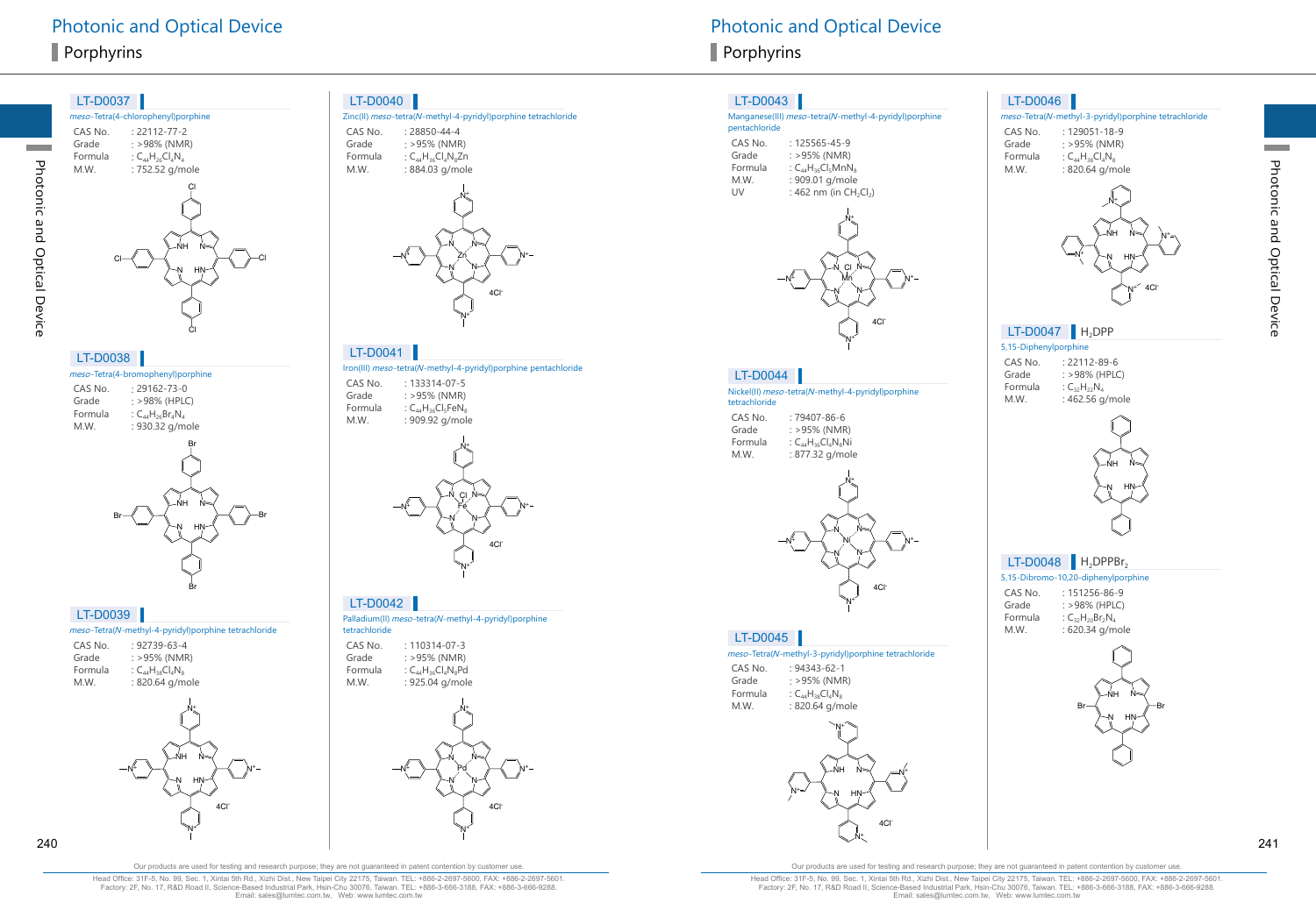# Photonic and Optical Device

## Porphyrins

### LT-D0037

*meso*-Tetra(4-chlorophenyl)porphine

| | |
|---|---|
| CAS No. | : 22112-77-2 |
| Grade | : >98% (NMR) |
| Formula | : $C_{44}H_{26}Cl_4N_4$ |
| M.W. | : 752.52 g/mole |

### LT-D0038

*meso*-Tetra(4-bromophenyl)porphine

| | |
|---|---|
| CAS No. | : 29162-73-0 |
| Grade | : >98% (HPLC) |
| Formula | : $C_{44}H_{26}Br_4N_4$ |
| M.W. | : 930.32 g/mole |

### LT-D0039

*meso*-Tetra(*N*-methyl-4-pyridyl)porphine tetrachloride

| | |
|---|---|
| CAS No. | : 92739-63-4 |
| Grade | : >95% (NMR) |
| Formula | : $C_{44}H_{38}Cl_4N_8$ |
| M.W. | : 820.64 g/mole |

### LT-D0040

Zinc(II) *meso*-tetra(*N*-methyl-4-pyridyl)porphine tetrachloride

| | |
|---|---|
| CAS No. | : 28850-44-4 |
| Grade | : >95% (NMR) |
| Formula | : $C_{44}H_{36}Cl_4N_8Zn$ |
| M.W. | : 884.03 g/mole |

### LT-D0041

Iron(III) *meso*-tetra(*N*-methyl-4-pyridyl)porphine pentachloride

| | |
|---|---|
| CAS No. | : 133314-07-5 |
| Grade | : >95% (NMR) |
| Formula | : $C_{44}H_{36}Cl_5FeN_8$ |
| M.W. | : 909.92 g/mole |

### LT-D0042

Palladium(II) *meso*-tetra(*N*-methyl-4-pyridyl)porphine tetrachloride

| | |
|---|---|
| CAS No. | : 110314-07-3 |
| Grade | : >95% (NMR) |
| Formula | : $C_{44}H_{36}Cl_4N_8Pd$ |
| M.W. | : 925.04 g/mole |

### LT-D0043

Manganese(III) *meso*-tetra(*N*-methyl-4-pyridyl)porphine pentachloride

| | |
|---|---|
| CAS No. | : 125565-45-9 |
| Grade | : >95% (NMR) |
| Formula | : $C_{44}H_{36}Cl_5MnN_8$ |
| M.W. | : 909.01 g/mole |
| UV | : 462 nm (in $CH_2Cl_2$) |

### LT-D0044

Nickel(II) *meso*-tetra(*N*-methyl-4-pyridyl)porphine tetrachloride

| | |
|---|---|
| CAS No. | : 79407-86-6 |
| Grade | : >95% (NMR) |
| Formula | : $C_{44}H_{36}Cl_4N_8Ni$ |
| M.W. | : 877.32 g/mole |

### LT-D0045

*meso*-Tetra(*N*-methyl-3-pyridyl)porphine tetrachloride

| | |
|---|---|
| CAS No. | : 94343-62-1 |
| Grade | : >95% (NMR) |
| Formula | : $C_{44}H_{38}Cl_4N_8$ |
| M.W. | : 820.64 g/mole |

### LT-D0046

*meso*-Tetra(*N*-methyl-3-pyridyl)porphine tetrachloride

| | |
|---|---|
| CAS No. | : 129051-18-9 |
| Grade | : >95% (NMR) |
| Formula | : $C_{44}H_{38}Cl_4N_8$ |
| M.W. | : 820.64 g/mole |

### LT-D0047 $H_2DPP$

5,15-Diphenylporphine

| | |
|---|---|
| CAS No. | : 22112-89-6 |
| Grade | : >98% (HPLC) |
| Formula | : $C_{32}H_{22}N_4$ |
| M.W. | : 462.56 g/mole |

### LT-D0048 $H_2DPPBr_2$

5,15-Dibromo-10,20-diphenylporphine

| | |
|---|---|
| CAS No. | : 151256-86-9 |
| Grade | : >98% (HPLC) |
| Formula | : $C_{32}H_{20}Br_2N_4$ |
| M.W. | : 620.34 g/mole |

Our products are used for testing and research purpose; they are not guaranteed in patent contention by customer use.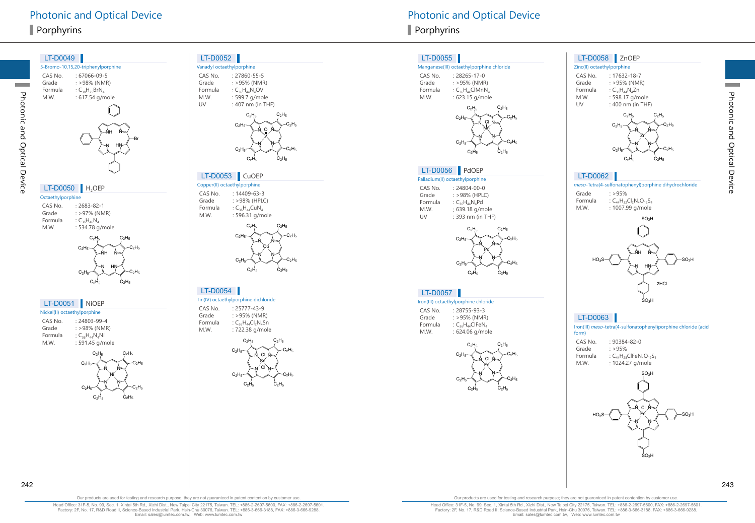# Photonic and Optical Device

## Porphyrins

### LT-D0049

5-Bromo-10,15,20-triphenylporphine

| | |
|---|---|
| CAS No. | : 67066-09-5 |
| Grade | : >98% (NMR) |
| Formula | : $C_{38}H_{25}BrN_4$ |
| M.W. | : 617.54 g/mole |

### LT-D0050 $H_2OEP$

Octaethylporphine

| | |
|---|---|
| CAS No. | : 2683-82-1 |
| Grade | : >97% (NMR) |
| Formula | : $C_{36}H_{46}N_4$ |
| M.W. | : 534.78 g/mole |

### LT-D0051 NiOEP

Nickel(II) octaethylporphine

| | |
|---|---|
| CAS No. | : 24803-99-4 |
| Grade | : >98% (NMR) |
| Formula | : $C_{36}H_{44}N_4Ni$ |
| M.W. | : 591.45 g/mole |

### LT-D0052

Vanadyl octaethylporphine

| | |
|---|---|
| CAS No. | : 27860-55-5 |
| Grade | : >95% (NMR) |
| Formula | : $C_{36}H_{44}N_4OV$ |
| M.W. | : 599.7 g/mole |
| UV | : 407 nm (in THF) |

### LT-D0053 CuOEP

Copper(II) octaethylporphine

| | |
|---|---|
| CAS No. | : 14409-63-3 |
| Grade | : >98% (HPLC) |
| Formula | : $C_{36}H_{44}CuN_4$ |
| M.W. | : 596.31 g/mole |

### LT-D0054

Tin(IV) octaethylporphine dichloride

| | |
|---|---|
| CAS No. | : 25777-43-9 |
| Grade | : >95% (NMR) |
| Formula | : $C_{36}H_{44}Cl_2N_4Sn$ |
| M.W. | : 722.38 g/mole |

### LT-D0055

Manganese(III) octaethylporphine chloride

| | |
|---|---|
| CAS No. | : 28265-17-0 |
| Grade | : >95% (NMR) |
| Formula | : $C_{36}H_{44}ClMnN_4$ |
| M.W. | : 623.15 g/mole |

### LT-D0056 PdOEP

Palladium(II) octaethylporphine

| | |
|---|---|
| CAS No. | : 24804-00-0 |
| Grade | : >98% (HPLC) |
| Formula | : $C_{36}H_{44}N_4Pd$ |
| M.W. | : 639.18 g/mole |
| UV | : 393 nm (in THF) |

### LT-D0057

Iron(III) octaethylporphine chloride

| | |
|---|---|
| CAS No. | : 28755-93-3 |
| Grade | : >95% (NMR) |
| Formula | : $C_{36}H_{44}ClFeN_4$ |
| M.W. | : 624.06 g/mole |

### LT-D0058 ZnOEP

Zinc(II) octaethylporphine

| | |
|---|---|
| CAS No. | : 17632-18-7 |
| Grade | : >95% (NMR) |
| Formula | : $C_{36}H_{44}N_4Zn$ |
| M.W. | : 598.17 g/mole |
| UV | : 400 nm (in THF) |

### LT-D0062

*meso*-Tetra(4-sulfonatophenyl)porphine dihydrochloride

| | |
|---|---|
| Grade | : >95% |
| Formula | : $C_{44}H_{32}Cl_2N_4O_{12}S_4$ |
| M.W. | : 1007.99 g/mole |

### LT-D0063

Iron(III) *meso*-tetra(4-sulfonatophenyl)porphine chloride (acid form)

| | |
|---|---|
| CAS No. | : 90384-82-0 |
| Grade | : >95% |
| Formula | : $C_{44}H_{28}ClFeN_4O_{12}S_4$ |
| M.W. | : 1024.27 g/mole |

Our products are used for testing and research purpose; they are not guaranteed in patent contention by customer use.

Head Office: 31F-5, No. 99, Sec. 1, Xintai 5th Rd., Xizhi Dist., New Taipei City 22175, Taiwan. TEL: +886-2-2697-5600, FAX: +886-2-2697-5601.
Factory: 2F, No. 17, R&D Road II, Science-Based Industrial Park, Hsin-Chu 30076, Taiwan. TEL: +886-3-666-3188, FAX: +886-3-666-9288.
Email: sales@lumtec.com.tw, Web: www.lumtec.com.tw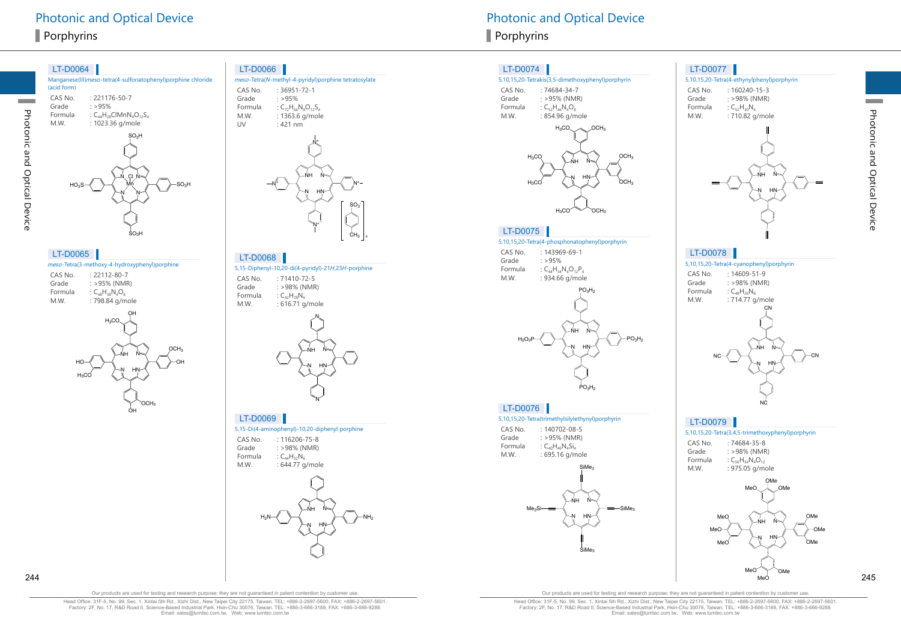# Photonic and Optical Device

## Porphyrins

### LT-D0064

Manganese(III)*meso*-tetra(4-sulfonatophenyl)porphine chloride (acid form)

| | |
|---|---|
| CAS No. | : 221176-50-7 |
| Grade | : >95% |
| Formula | : $C_{44}H_{28}ClMnN_4O_{12}S_4$ |
| M.W. | : 1023.36 g/mole |

### LT-D0065

*meso*-Tetra(3-methoxy-4-hydroxyphenyl)porphine

| | |
|---|---|
| CAS No. | : 22112-80-7 |
| Grade | : >95% (NMR) |
| Formula | : $C_{48}H_{38}N_4O_8$ |
| M.W. | : 798.84 g/mole |

### LT-D0066

*meso*-Tetra(*N*-methyl-4-pyridyl)porphine tetratosylate

| | |
|---|---|
| CAS No. | : 36951-72-1 |
| Grade | : >95% |
| Formula | : $C_{72}H_{66}N_8O_{12}S_4$ |
| M.W. | : 1363.6 g/mole |
| UV | : 421 nm |

### LT-D0068

5,15-Diphenyl-10,20-di(4-pyridyl)-21*H*,23*H*-porphine

| | |
|---|---|
| CAS No. | : 71410-72-5 |
| Grade | : >98% (NMR) |
| Formula | : $C_{42}H_{28}N_6$ |
| M.W. | : 616.71 g/mole |

### LT-D0069

5,15-Di(4-aminophenyl)-10,20-diphenyl porphine

| | |
|---|---|
| CAS No. | : 116206-75-8 |
| Grade | : >98% (NMR) |
| Formula | : $C_{44}H_{32}N_6$ |
| M.W. | : 644.77 g/mole |

### LT-D0074

5,10,15,20-Tetrakis(3,5-dimethoxyphenyl)porphyrin

| | |
|---|---|
| CAS No. | : 74684-34-7 |
| Grade | : >95% (NMR) |
| Formula | : $C_{52}H_{46}N_4O_8$ |
| M.W. | : 854.96 g/mole |

### LT-D0075

5,10,15,20-Tetra(4-phosphonatophenyl)porphyrin

| | |
|---|---|
| CAS No. | : 143969-69-1 |
| Grade | : >95% |
| Formula | : $C_{44}H_{34}N_4O_{12}P_4$ |
| M.W. | : 934.66 g/mole |

### LT-D0076

5,10,15,20-Tetra(trimethylsilylethynyl)porphyrin

| | |
|---|---|
| CAS No. | : 140702-08-5 |
| Grade | : >95% (NMR) |
| Formula | : $C_{40}H_{46}N_4Si_4$ |
| M.W. | : 695.16 g/mole |

### LT-D0077

5,10,15,20-Tetra(4-ethynylphenyl)porphyrin

| | |
|---|---|
| CAS No. | : 160240-15-3 |
| Grade | : >98% (NMR) |
| Formula | : $C_{52}H_{30}N_4$ |
| M.W. | : 710.82 g/mole |

### LT-D0078

5,10,15,20-Tetra(4-cyanophenyl)porphyrin

| | |
|---|---|
| CAS No. | : 14609-51-9 |
| Grade | : >98% (NMR) |
| Formula | : $C_{48}H_{26}N_8$ |
| M.W. | : 714.77 g/mole |

### LT-D0079

5,10,15,20-Tetra(3,4,5-trimethoxyphenyl)porphyrin

| | |
|---|---|
| CAS No. | : 74684-35-8 |
| Grade | : >98% (NMR) |
| Formula | : $C_{56}H_{54}N_4O_{12}$ |
| M.W. | : 975.05 g/mole |

Our products are used for testing and research purpose; they are not guaranteed in patent contention by customer use.

Head Office: 31F-5, No. 99, Sec. 1, Xintai 5th Rd., Xizhi Dist., New Taipei City 22175, Taiwan. TEL: +886-2-2697-5600, FAX: +886-2-2697-5601.
Factory: 2F, No. 17, R&D Road II, Science-Based Industrial Park, Hsin-Chu 30076, Taiwan. TEL: +886-3-666-3188, FAX: +886-3-666-9288.
Email: sales@lumtec.com.tw, Web: www.lumtec.com.tw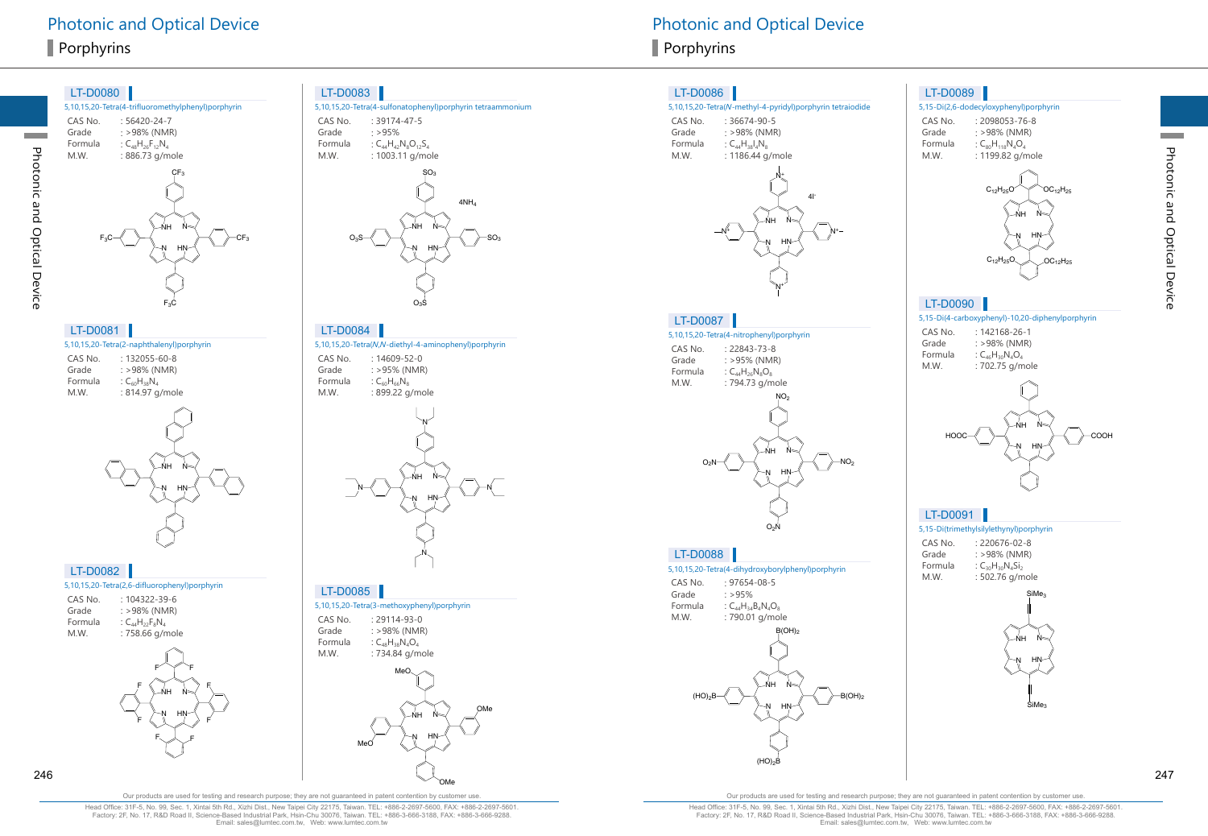# Photonic and Optical Device

## Porphyrins

### LT-D0080

5,10,15,20-Tetra(4-trifluoromethylphenyl)porphyrin

| | |
|---|---|
| CAS No. | : 56420-24-7 |
| Grade | : >98% (NMR) |
| Formula | : $C_{48}H_{26}F_{12}N_4$ |
| M.W. | : 886.73 g/mole |

### LT-D0081

5,10,15,20-Tetra(2-naphthalenyl)porphyrin

| | |
|---|---|
| CAS No. | : 132055-60-8 |
| Grade | : >98% (NMR) |
| Formula | : $C_{60}H_{38}N_4$ |
| M.W. | : 814.97 g/mole |

### LT-D0082

5,10,15,20-Tetra(2,6-difluorophenyl)porphyrin

| | |
|---|---|
| CAS No. | : 104322-39-6 |
| Grade | : >98% (NMR) |
| Formula | : $C_{44}H_{22}F_8N_4$ |
| M.W. | : 758.66 g/mole |

### LT-D0083

5,10,15,20-Tetra(4-sulfonatophenyl)porphyrin tetraammonium

| | |
|---|---|
| CAS No. | : 39174-47-5 |
| Grade | : >95% |
| Formula | : $C_{44}H_{42}N_8O_{12}S_4$ |
| M.W. | : 1003.11 g/mole |

### LT-D0084

5,10,15,20-Tetra(*N*,*N*-diethyl-4-aminophenyl)porphyrin

| | |
|---|---|
| CAS No. | : 14609-52-0 |
| Grade | : >95% (NMR) |
| Formula | : $C_{60}H_{66}N_8$ |
| M.W. | : 899.22 g/mole |

### LT-D0085

5,10,15,20-Tetra(3-methoxyphenyl)porphyrin

| | |
|---|---|
| CAS No. | : 29114-93-0 |
| Grade | : >98% (NMR) |
| Formula | : $C_{48}H_{38}N_4O_4$ |
| M.W. | : 734.84 g/mole |

### LT-D0086

5,10,15,20-Tetra(*N*-methyl-4-pyridyl)porphyrin tetraiodide

| | |
|---|---|
| CAS No. | : 36674-90-5 |
| Grade | : >98% (NMR) |
| Formula | : $C_{44}H_{38}I_4N_8$ |
| M.W. | : 1186.44 g/mole |

### LT-D0087

5,10,15,20-Tetra(4-nitrophenyl)porphyrin

| | |
|---|---|
| CAS No. | : 22843-73-8 |
| Grade | : >95% (NMR) |
| Formula | : $C_{44}H_{26}N_8O_8$ |
| M.W. | : 794.73 g/mole |

### LT-D0088

5,10,15,20-Tetra(4-dihydroxyborylphenyl)porphyrin

| | |
|---|---|
| CAS No. | : 97654-08-5 |
| Grade | : >95% |
| Formula | : $C_{44}H_{34}B_4N_4O_8$ |
| M.W. | : 790.01 g/mole |

### LT-D0089

5,15-Di(2,6-dodecyloxyphenyl)porphyrin

| | |
|---|---|
| CAS No. | : 2098053-76-8 |
| Grade | : >98% (NMR) |
| Formula | : $C_{80}H_{118}N_4O_4$ |
| M.W. | : 1199.82 g/mole |

### LT-D0090

5,15-Di(4-carboxyphenyl)-10,20-diphenylporphyrin

| | |
|---|---|
| CAS No. | : 142168-26-1 |
| Grade | : >98% (NMR) |
| Formula | : $C_{46}H_{30}N_4O_4$ |
| M.W. | : 702.75 g/mole |

### LT-D0091

5,15-Di(trimethylsilylethynyl)porphyrin

| | |
|---|---|
| CAS No. | : 220676-02-8 |
| Grade | : >98% (NMR) |
| Formula | : $C_{30}H_{30}N_4Si_2$ |
| M.W. | : 502.76 g/mole |

Our products are used for testing and research purpose; they are not guaranteed in patent contention by customer use.

Head Office: 31F-5, No. 99, Sec. 1, Xintai 5th Rd., Xizhi Dist., New Taipei City 22175, Taiwan. TEL: +886-2-2697-5600, FAX: +886-2-2697-5601.
Factory: 2F, No. 17, R&D Road II, Science-Based Industrial Park, Hsin-Chu 30076, Taiwan. TEL: +886-3-666-3188, FAX: +886-3-666-9288.
Email: sales@lumtec.com.tw, Web: www.lumtec.com.tw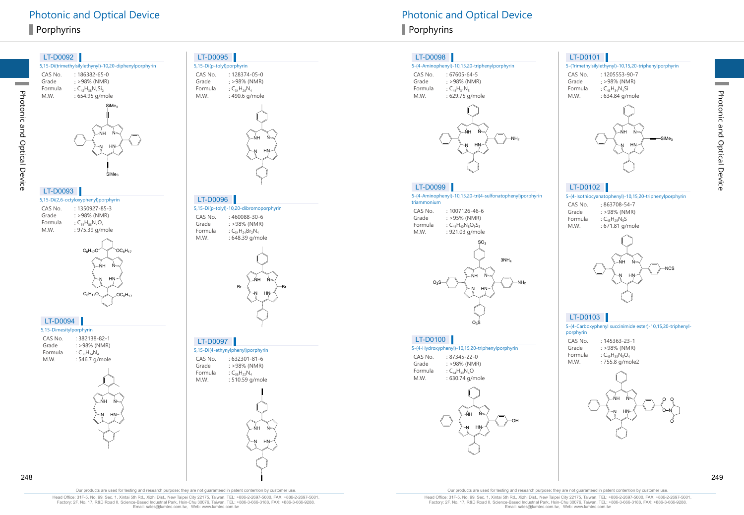# Photonic and Optical Device

## Porphyrins

### LT-D0092

5,15-Di(trimethylsilylethynyl)-10,20-diphenylporphyrin

| | |
|---|---|
| CAS No. | : 186382-65-0 |
| Grade | : >98% (NMR) |
| Formula | : $C_{42}H_{38}N_4Si_2$ |
| M.W. | : 654.95 g/mole |

### LT-D0093

5,15-Di(2,6-octyloxyphenyl)porphyrin

| | |
|---|---|
| CAS No. | : 1350927-85-3 |
| Grade | : >98% (NMR) |
| Formula | : $C_{64}H_{86}N_4O_4$ |
| M.W. | : 975.39 g/mole |

### LT-D0094

5,15-Dimesitylporphyrin

| | |
|---|---|
| CAS No. | : 382138-82-1 |
| Grade | : >98% (NMR) |
| Formula | : $C_{38}H_{34}N_4$ |
| M.W. | : 546.7 g/mole |

### LT-D0095

5,15-Di(p-tolyl)porphyrin

| | |
|---|---|
| CAS No. | : 128374-05-0 |
| Grade | : >98% (NMR) |
| Formula | : $C_{34}H_{26}N_4$ |
| M.W. | : 490.6 g/mole |

### LT-D0096

5,15-Di(p-tolyl)-10,20-dibromoporphyrin

| | |
|---|---|
| CAS No. | : 460088-30-6 |
| Grade | : >98% (NMR) |
| Formula | : $C_{34}H_{24}Br_2N_4$ |
| M.W. | : 648.39 g/mole |

### LT-D0097

5,15-Di(4-ethynylphenyl)porphyrin

| | |
|---|---|
| CAS No. | : 632301-81-6 |
| Grade | : >98% (NMR) |
| Formula | : $C_{36}H_{22}N_4$ |
| M.W. | : 510.59 g/mole |

### LT-D0098

5-(4-Aminophenyl)-10,15,20-triphenylporphyrin

| | |
|---|---|
| CAS No. | : 67605-64-5 |
| Grade | : >98% (NMR) |
| Formula | : $C_{44}H_{31}N_5$ |
| M.W. | : 629.75 g/mole |

### LT-D0099

5-(4-Aminophenyl)-10,15,20-tri(4-sulfonatophenyl)porphyrin triammonium

| | |
|---|---|
| CAS No. | : 1007126-46-6 |
| Grade | : >95% (NMR) |
| Formula | : $C_{44}H_{40}N_8O_9S_3$ |
| M.W. | : 921.03 g/mole |

### LT-D0100

5-(4-Hydroxyphenyl)-10,15,20-triphenylporphyrin

| | |
|---|---|
| CAS No. | : 87345-22-0 |
| Grade | : >98% (NMR) |
| Formula | : $C_{44}H_{30}N_4O$ |
| M.W. | : 630.74 g/mole |

### LT-D0101

5-(Trimethylsilylethynyl)-10,15,20-triphenylporphyrin

| | |
|---|---|
| CAS No. | : 1205553-90-7 |
| Grade | : >98% (NMR) |
| Formula | : $C_{43}H_{34}N_4Si$ |
| M.W. | : 634.84 g/mole |

### LT-D0102

5-(4-Isothiocyanatophenyl)-10,15,20-triphenylporphyrin

| | |
|---|---|
| CAS No. | : 863708-54-7 |
| Grade | : >98% (NMR) |
| Formula | : $C_{45}H_{29}N_5S$ |
| M.W. | : 671.81 g/mole |

### LT-D0103

5-(4-Carboxyphenyl succinimide ester)-10,15,20-triphenylporphyrin

| | |
|---|---|
| CAS No. | : 145363-23-1 |
| Grade | : >98% (NMR) |
| Formula | : $C_{49}H_{33}N_5O_4$ |
| M.W. | : 755.8 g/mole2 |

Our products are used for testing and research purpose; they are not guaranteed in patent contention by customer use.

Head Office: 31F-5, No. 99, Sec. 1, Xintai 5th Rd., Xizhi Dist., New Taipei City 22175, Taiwan. TEL: +886-2-2697-5600, FAX: +886-2-2697-5601.
Factory: 2F, No. 17, R&D Road II, Science-Based Industrial Park, Hsin-Chu 30076, Taiwan. TEL: +886-3-666-3188, FAX: +886-3-666-9288.
Email: sales@lumtec.com.tw, Web: www.lumtec.com.tw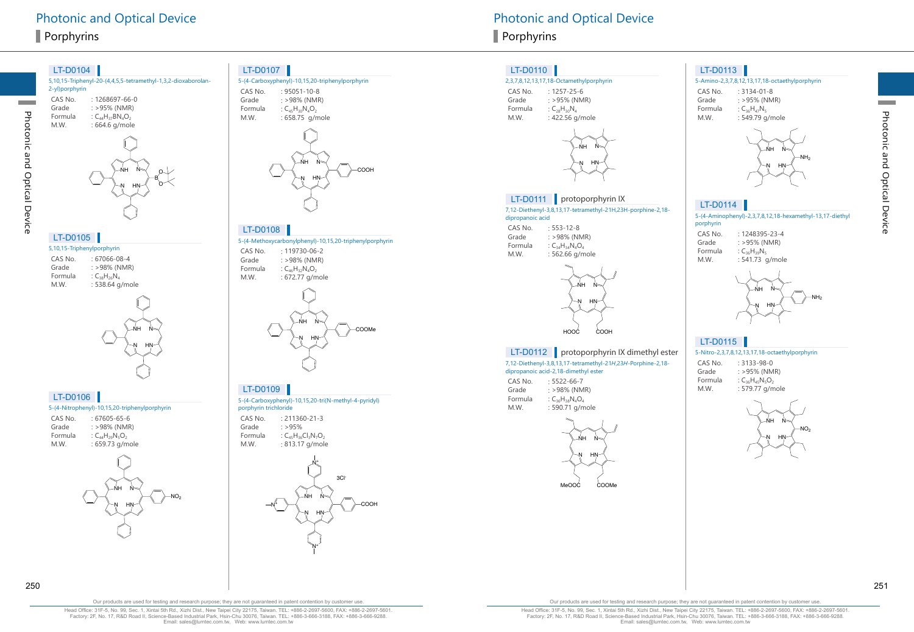# Photonic and Optical Device

## Porphyrins

### LT-D0104

5,10,15-Triphenyl-20-(4,4,5,5-tetramethyl-1,3,2-dioxaborolan-2-yl)porphyrin

| | |
|---|---|
| CAS No. | : 1268697-66-0 |
| Grade | : >95% (NMR) |
| Formula | : $C_{44}H_{37}BN_4O_2$ |
| M.W. | : 664.6 g/mole |

### LT-D0105

5,10,15-Triphenylporphyrin

| | |
|---|---|
| CAS No. | : 67066-08-4 |
| Grade | : >98% (NMR) |
| Formula | : $C_{38}H_{26}N_4$ |
| M.W. | : 538.64 g/mole |

### LT-D0106

5-(4-Nitrophenyl)-10,15,20-triphenylporphyrin

| | |
|---|---|
| CAS No. | : 67605-65-6 |
| Grade | : >98% (NMR) |
| Formula | : $C_{44}H_{29}N_5O_2$ |
| M.W. | : 659.73 g/mole |

### LT-D0107

5-(4-Carboxyphenyl)-10,15,20-triphenylporphyrin

| | |
|---|---|
| CAS No. | : 95051-10-8 |
| Grade | : >98% (NMR) |
| Formula | : $C_{45}H_{30}N_4O_2$ |
| M.W. | : 658.75 g/mole |

### LT-D0108

5-(4-Methoxycarbonylphenyl)-10,15,20-triphenylporphyrin

| | |
|---|---|
| CAS No. | : 119730-06-2 |
| Grade | : >98% (NMR) |
| Formula | : $C_{46}H_{32}N_4O_2$ |
| M.W. | : 672.77 g/mole |

### LT-D0109

5-(4-Carboxyphenyl)-10,15,20-tri(N-methyl-4-pyridyl) porphyrin trichloride

| | |
|---|---|
| CAS No. | : 211360-21-3 |
| Grade | : >95% |
| Formula | : $C_{45}H_{36}Cl_3N_7O_2$ |
| M.W. | : 813.17 g/mole |

### LT-D0110

2,3,7,8,12,13,17,18-Octamethylporphyrin

| | |
|---|---|
| CAS No. | : 1257-25-6 |
| Grade | : >95% (NMR) |
| Formula | : $C_{28}H_{30}N_4$ |
| M.W. | : 422.56 g/mole |

### LT-D0111 protoporphyrin IX

7,12-Diethenyl-3,8,13,17-tetramethyl-21H,23H-porphine-2,18-dipropanoic acid

| | |
|---|---|
| CAS No. | : 553-12-8 |
| Grade | : >98% (NMR) |
| Formula | : $C_{34}H_{34}N_4O_4$ |
| M.W. | : 562.66 g/mole |

### LT-D0112 protoporphyrin IX dimethyl ester

7,12-Diethenyl-3,8,13,17-tetramethyl-21*H*,23*H*-Porphine-2,18-dipropanoic acid-2,18-dimethyl ester

| | |
|---|---|
| CAS No. | : 5522-66-7 |
| Grade | : >98% (NMR) |
| Formula | : $C_{36}H_{38}N_4O_4$ |
| M.W. | : 590.71 g/mole |

### LT-D0113

5-Amino-2,3,7,8,12,13,17,18-octaethylporphyrin

| | |
|---|---|
| CAS No. | : 3134-01-8 |
| Grade | : >95% (NMR) |
| Formula | : $C_{36}H_{47}N_5$ |
| M.W. | : 549.79 g/mole |

### LT-D0114

5-(4-Aminophenyl)-2,3,7,8,12,18-hexamethyl-13,17-diethyl porphyrin

| | |
|---|---|
| CAS No. | : 1248395-23-4 |
| Grade | : >95% (NMR) |
| Formula | : $C_{36}H_{39}N_5$ |
| M.W. | : 541.73 g/mole |

### LT-D0115

5-Nitro-2,3,7,8,12,13,17,18-octaethylporphyrin

| | |
|---|---|
| CAS No. | : 3133-98-0 |
| Grade | : >95% (NMR) |
| Formula | : $C_{36}H_{45}N_5O_2$ |
| M.W. | : 579.77 g/mole |

Our products are used for testing and research purpose; they are not guaranteed in patent contention by customer use.

Head Office: 31F-5, No. 99, Sec. 1, Xintai 5th Rd., Xizhi Dist., New Taipei City 22175, Taiwan. TEL: +886-2-2697-5600, FAX: +886-2-2697-5601.
Factory: 2F, No. 17, R&D Road II, Science-Based Industrial Park, Hsin-Chu 30076, Taiwan. TEL: +886-3-666-3188, FAX: +886-3-666-9288.
Email: sales@lumtec.com.tw, Web: www.lumtec.com.tw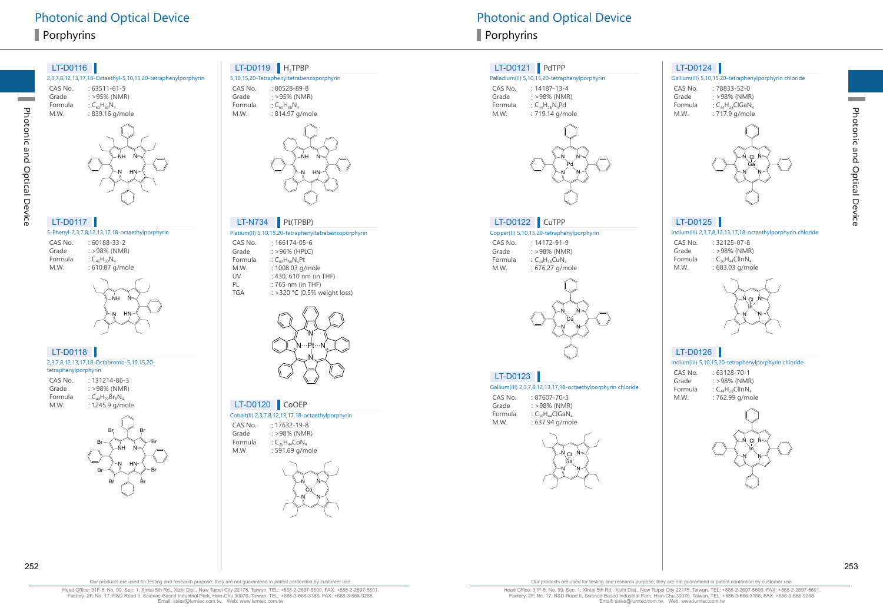# Photonic and Optical Device

## Porphyrins

### LT-D0116

2,3,7,8,12,13,17,18-Octaethyl-5,10,15,20-tetraphenylporphyrin

| | |
|---|---|
| CAS No. | : 63511-61-5 |
| Grade | : >95% (NMR) |
| Formula | : $C_{60}H_{62}N_4$ |
| M.W. | : 839.16 g/mole |

### LT-D0117

5-Phenyl-2,3,7,8,12,13,17,18-octaethylporphyrin

| | |
|---|---|
| CAS No. | : 60188-33-2 |
| Grade | : >98% (NMR) |
| Formula | : $C_{42}H_{50}N_4$ |
| M.W. | : 610.87 g/mole |

### LT-D0118

2,3,7,8,12,13,17,18-Octabromo-5,10,15,20-tetraphenylporphyrin

| | |
|---|---|
| CAS No. | : 131214-86-3 |
| Grade | : >98% (NMR) |
| Formula | : $C_{44}H_{22}Br_8N_4$ |
| M.W. | : 1245.9 g/mole |

### LT-D0119 $H_2$TPBP

5,10,15,20-Tetraphenyltetrabenzoporphyrin

| | |
|---|---|
| CAS No. | : 80528-89-8 |
| Grade | : >95% (NMR) |
| Formula | : $C_{60}H_{38}N_4$ |
| M.W. | : 814.97 g/mole |

### LT-N734 Pt(TPBP)

Platium(II) 5,10,15,20-tetraphenyltetrabenzoporphyrin

| | |
|---|---|
| CAS No. | : 166174-05-6 |
| Grade | : >96% (HPLC) |
| Formula | : $C_{60}H_{36}N_4Pt$ |
| M.W. | : 1008.03 g/mole |
| UV | : 430, 610 nm (in THF) |
| PL | : 765 nm (in THF) |
| TGA | : >320 °C (0.5% weight loss) |

### LT-D0120 CoOEP

Cobalt(II) 2,3,7,8,12,13,17,18-octaethylporphyrin

| | |
|---|---|
| CAS No. | : 17632-19-8 |
| Grade | : >98% (NMR) |
| Formula | : $C_{36}H_{44}CoN_4$ |
| M.W. | : 591.69 g/mole |

### LT-D0121 PdTPP

Palladium(II) 5,10,15,20-tetraphenylporphyrin

| | |
|---|---|
| CAS No. | : 14187-13-4 |
| Grade | : >98% (NMR) |
| Formula | : $C_{44}H_{28}N_4Pd$ |
| M.W. | : 719.14 g/mole |

### LT-D0122 CuTPP

Copper(II) 5,10,15,20-tetraphenylporphyrin

| | |
|---|---|
| CAS No. | : 14172-91-9 |
| Grade | : >98% (NMR) |
| Formula | : $C_{44}H_{28}CuN_4$ |
| M.W. | : 676.27 g/mole |

### LT-D0123

Gallium(III) 2,3,7,8,12,13,17,18-octaethylporphyrin chloride

| | |
|---|---|
| CAS No. | : 87607-70-3 |
| Grade | : >98% (NMR) |
| Formula | : $C_{36}H_{44}ClGaN_4$ |
| M.W. | : 637.94 g/mole |

### LT-D0124

Gallium(III) 5,10,15,20-tetraphenylporphyrin chloride

| | |
|---|---|
| CAS No. | : 78833-52-0 |
| Grade | : >98% (NMR) |
| Formula | : $C_{44}H_{28}ClGaN_4$ |
| M.W. | : 717.9 g/mole |

### LT-D0125

Indium(III) 2,3,7,8,12,13,17,18-octaethylporphyrin chloride

| | |
|---|---|
| CAS No. | : 32125-07-8 |
| Grade | : >98% (NMR) |
| Formula | : $C_{36}H_{44}ClInN_4$ |
| M.W. | : 683.03 g/mole |

### LT-D0126

Indium(III) 5,10,15,20-tetraphenylporphyrin chloride

| | |
|---|---|
| CAS No. | : 63128-70-1 |
| Grade | : >98% (NMR) |
| Formula | : $C_{44}H_{28}ClInN_4$ |
| M.W. | : 762.99 g/mole |

Our products are used for testing and research purpose; they are not guaranteed in patent contention by customer use.

Head Office: 31F-5, No. 99, Sec. 1, Xintai 5th Rd., Xizhi Dist., New Taipei City 22175, Taiwan. TEL: +886-2-2697-5600, FAX: +886-2-2697-5601.
Factory: 2F, No. 17, R&D Road II, Science-Based Industrial Park, Hsin-Chu 30076, Taiwan. TEL: +886-3-666-3188, FAX: +886-3-666-9288.
Email: sales@lumtec.com.tw, Web: www.lumtec.com.tw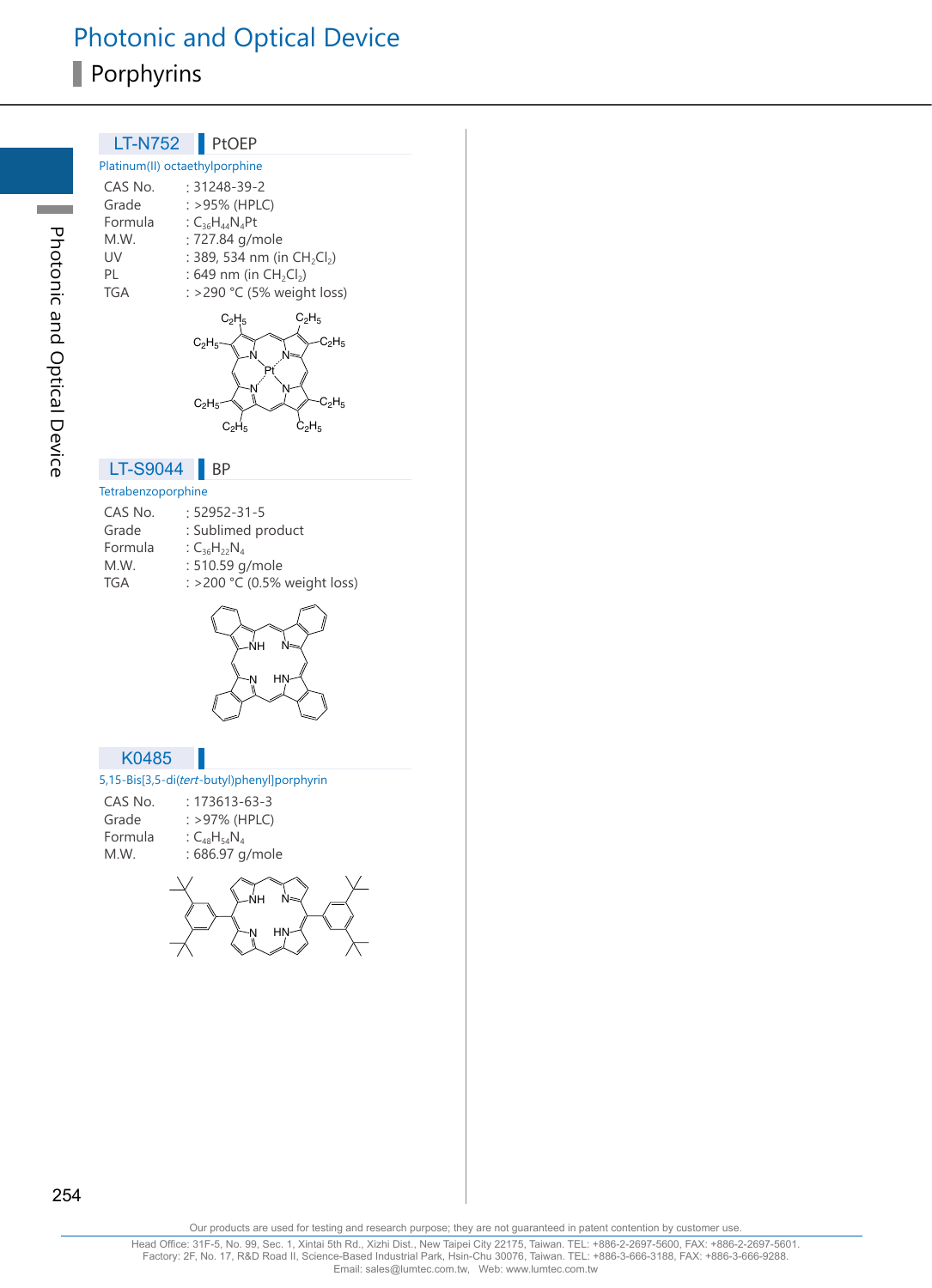# Photonic and Optical Device

## Porphyrins

### LT-N752 | PtOEP

Platinum(II) octaethylporphine

| | |
|---|---|
| CAS No. | : 31248-39-2 |
| Grade | : >95% (HPLC) |
| Formula | : $C_{36}H_{44}N_4Pt$ |
| M.W. | : 727.84 g/mole |
| UV | : 389, 534 nm (in $CH_2Cl_2$) |
| PL | : 649 nm (in $CH_2Cl_2$) |
| TGA | : >290 °C (5% weight loss) |

### LT-S9044 | BP

Tetrabenzoporphine

| | |
|---|---|
| CAS No. | : 52952-31-5 |
| Grade | : Sublimed product |
| Formula | : $C_{36}H_{22}N_4$ |
| M.W. | : 510.59 g/mole |
| TGA | : >200 °C (0.5% weight loss) |

### K0485

5,15-Bis[3,5-di(*tert*-butyl)phenyl]porphyrin

| | |
|---|---|
| CAS No. | : 173613-63-3 |
| Grade | : >97% (HPLC) |
| Formula | : $C_{48}H_{54}N_4$ |
| M.W. | : 686.97 g/mole |

Our products are used for testing and research purpose; they are not guaranteed in patent contention by customer use.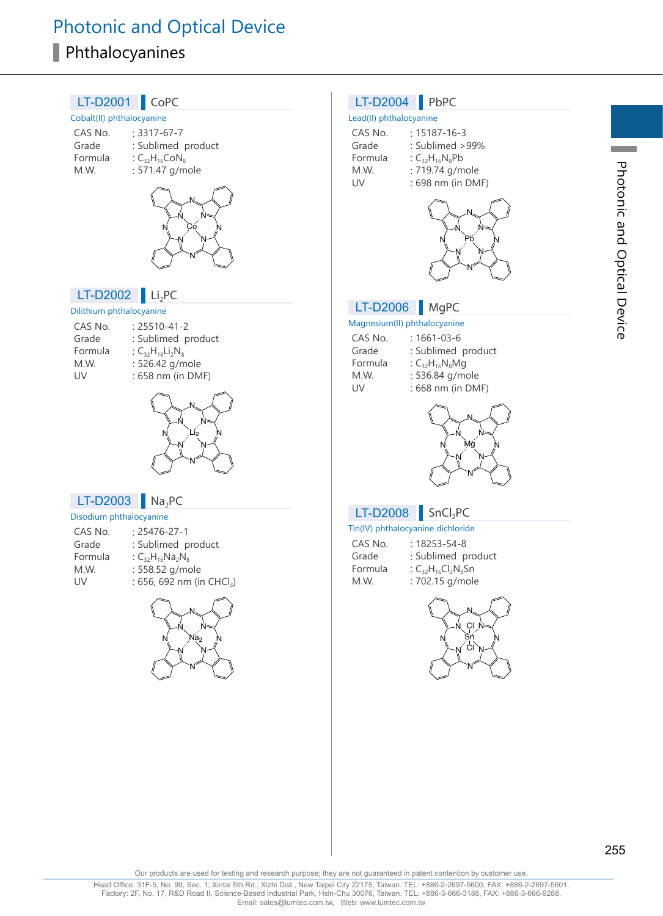# Photonic and Optical Device

## Phthalocyanines

### LT-D2001 CoPC

Cobalt(II) phthalocyanine

| | |
|---|---|
| CAS No. | : 3317-67-7 |
| Grade | : Sublimed product |
| Formula | : $C_{32}H_{16}CoN_8$ |
| M.W. | : 571.47 g/mole |

### LT-D2002 $Li_2PC$

Dilithium phthalocyanine

| | |
|---|---|
| CAS No. | : 25510-41-2 |
| Grade | : Sublimed product |
| Formula | : $C_{32}H_{16}Li_2N_8$ |
| M.W. | : 526.42 g/mole |
| UV | : 658 nm (in DMF) |

### LT-D2003 $Na_2PC$

Disodium phthalocyanine

| | |
|---|---|
| CAS No. | : 25476-27-1 |
| Grade | : Sublimed product |
| Formula | : $C_{32}H_{16}Na_2N_8$ |
| M.W. | : 558.52 g/mole |
| UV | : 656, 692 nm (in $CHCl_3$) |

### LT-D2004 PbPC

Lead(II) phthalocyanine

| | |
|---|---|
| CAS No. | : 15187-16-3 |
| Grade | : Sublimed >99% |
| Formula | : $C_{32}H_{16}N_8Pb$ |
| M.W. | : 719.74 g/mole |
| UV | : 698 nm (in DMF) |

### LT-D2006 MgPC

Magnesium(II) phthalocyanine

| | |
|---|---|
| CAS No. | : 1661-03-6 |
| Grade | : Sublimed product |
| Formula | : $C_{32}H_{16}N_8Mg$ |
| M.W. | : 536.84 g/mole |
| UV | : 668 nm (in DMF) |

### LT-D2008 $SnCl_2PC$

Tin(IV) phthalocyanine dichloride

| | |
|---|---|
| CAS No. | : 18253-54-8 |
| Grade | : Sublimed product |
| Formula | : $C_{32}H_{16}Cl_2N_8Sn$ |
| M.W. | : 702.15 g/mole |

Our products are used for testing and research purpose; they are not guaranteed in patent contention by customer use.

Head Office: 31F-5, No. 99, Sec. 1, Xintai 5th Rd., Xizhi Dist., New Taipei City 22175, Taiwan. TEL: +886-2-2697-5600, FAX: +886-2-2697-5601.
Factory: 2F, No. 17, R&D Road II, Science-Based Industrial Park, Hsin-Chu 30076, Taiwan. TEL: +886-3-666-3188, FAX: +886-3-666-9288.
Email: sales@lumtec.com.tw, Web: www.lumtec.com.tw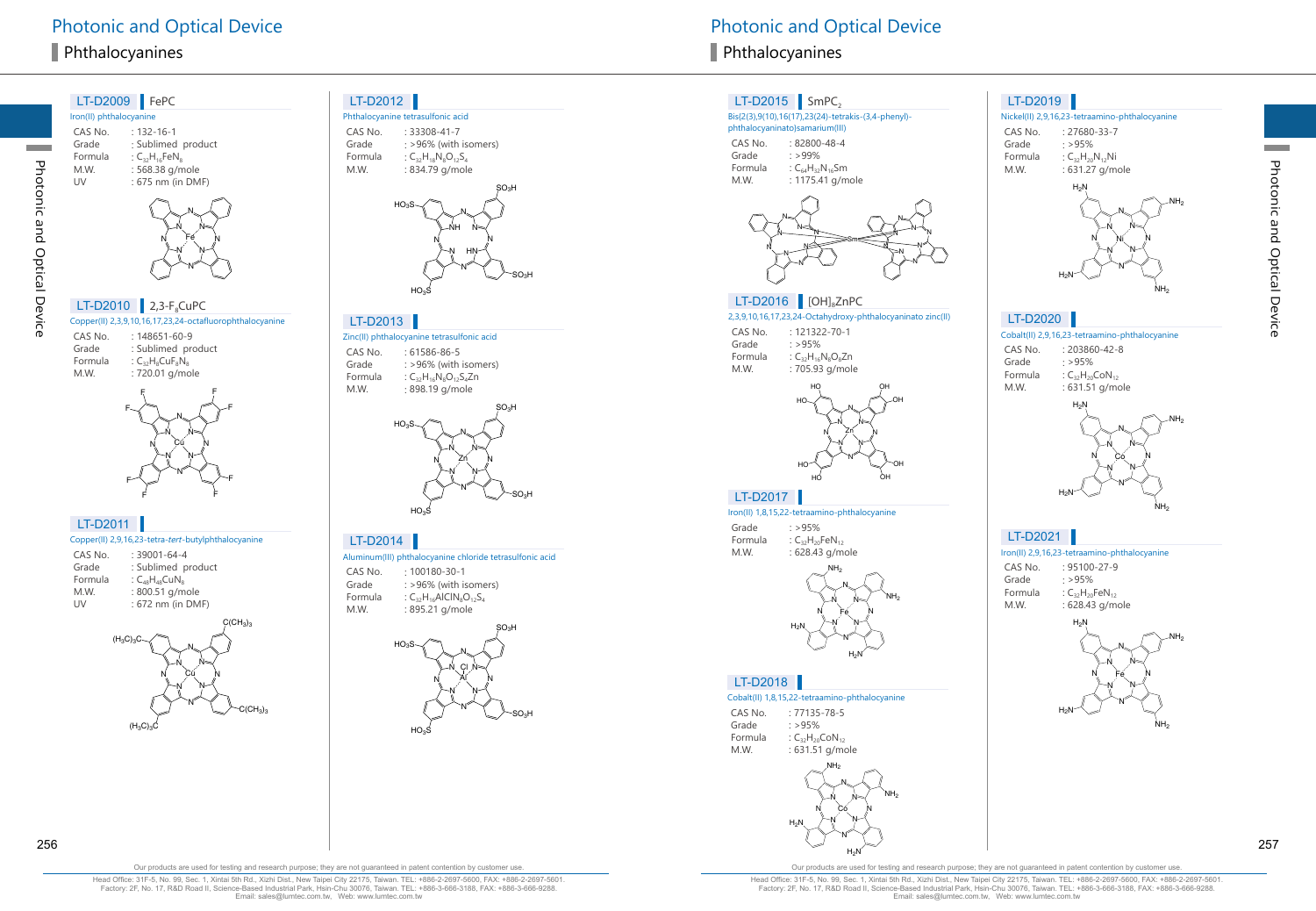# Photonic and Optical Device

## Phthalocyanines

### LT-D2009 FePC

Iron(II) phthalocyanine

| | |
|---|---|
| CAS No. | : 132-16-1 |
| Grade | : Sublimed product |
| Formula | : $C_{32}H_{16}FeN_8$ |
| M.W. | : 568.38 g/mole |
| UV | : 675 nm (in DMF) |

### LT-D2010 2,3-$F_8$CuPC

Copper(II) 2,3,9,10,16,17,23,24-octafluorophthalocyanine

| | |
|---|---|
| CAS No. | : 148651-60-9 |
| Grade | : Sublimed product |
| Formula | : $C_{32}H_8CuF_8N_8$ |
| M.W. | : 720.01 g/mole |

### LT-D2011

Copper(II) 2,9,16,23-tetra-*tert*-butylphthalocyanine

| | |
|---|---|
| CAS No. | : 39001-64-4 |
| Grade | : Sublimed product |
| Formula | : $C_{48}H_{48}CuN_8$ |
| M.W. | : 800.51 g/mole |
| UV | : 672 nm (in DMF) |

### LT-D2012

Phthalocyanine tetrasulfonic acid

| | |
|---|---|
| CAS No. | : 33308-41-7 |
| Grade | : >96% (with isomers) |
| Formula | : $C_{32}H_{18}N_8O_{12}S_4$ |
| M.W. | : 834.79 g/mole |

### LT-D2013

Zinc(II) phthalocyanine tetrasulfonic acid

| | |
|---|---|
| CAS No. | : 61586-86-5 |
| Grade | : >96% (with isomers) |
| Formula | : $C_{32}H_{16}N_8O_{12}S_4Zn$ |
| M.W. | : 898.19 g/mole |

### LT-D2014

Aluminum(III) phthalocyanine chloride tetrasulfonic acid

| | |
|---|---|
| CAS No. | : 100180-30-1 |
| Grade | : >96% (with isomers) |
| Formula | : $C_{32}H_{16}AlClN_8O_{12}S_4$ |
| M.W. | : 895.21 g/mole |

### LT-D2015 $SmPC_2$

Bis(2(3),9(10),16(17),23(24)-tetrakis-(3,4-phenyl)-phthalocyaninato)samarium(III)

| | |
|---|---|
| CAS No. | : 82800-48-4 |
| Grade | : >99% |
| Formula | : $C_{64}H_{32}N_{16}Sm$ |
| M.W. | : 1175.41 g/mole |

### LT-D2016 $[OH]_8$ZnPC

2,3,9,10,16,17,23,24-Octahydroxy-phthalocyaninato zinc(II)

| | |
|---|---|
| CAS No. | : 121322-70-1 |
| Grade | : >95% |
| Formula | : $C_{32}H_{16}N_8O_8Zn$ |
| M.W. | : 705.93 g/mole |

### LT-D2017

Iron(II) 1,8,15,22-tetraamino-phthalocyanine

| | |
|---|---|
| Grade | : >95% |
| Formula | : $C_{32}H_{20}FeN_{12}$ |
| M.W. | : 628.43 g/mole |

### LT-D2018

Cobalt(II) 1,8,15,22-tetraamino-phthalocyanine

| | |
|---|---|
| CAS No. | : 77135-78-5 |
| Grade | : >95% |
| Formula | : $C_{32}H_{20}CoN_{12}$ |
| M.W. | : 631.51 g/mole |

### LT-D2019

Nickel(II) 2,9,16,23-tetraamino-phthalocyanine

| | |
|---|---|
| CAS No. | : 27680-33-7 |
| Grade | : >95% |
| Formula | : $C_{32}H_{20}N_{12}Ni$ |
| M.W. | : 631.27 g/mole |

### LT-D2020

Cobalt(II) 2,9,16,23-tetraamino-phthalocyanine

| | |
|---|---|
| CAS No. | : 203860-42-8 |
| Grade | : >95% |
| Formula | : $C_{32}H_{20}CoN_{12}$ |
| M.W. | : 631.51 g/mole |

### LT-D2021

Iron(II) 2,9,16,23-tetraamino-phthalocyanine

| | |
|---|---|
| CAS No. | : 95100-27-9 |
| Grade | : >95% |
| Formula | : $C_{32}H_{20}FeN_{12}$ |
| M.W. | : 628.43 g/mole |

Our products are used for testing and research purpose; they are not guaranteed in patent contention by customer use.

Head Office: 31F-5, No. 99, Sec. 1, Xintai 5th Rd., Xizhi Dist., New Taipei City 22175, Taiwan. TEL: +886-2-2697-5600, FAX: +886-2-2697-5601.
Factory: 2F, No. 17, R&D Road II, Science-Based Industrial Park, Hsin-Chu 30076, Taiwan. TEL: +886-3-666-3188, FAX: +886-3-666-9288.
Email: sales@lumtec.com.tw, Web: www.lumtec.com.tw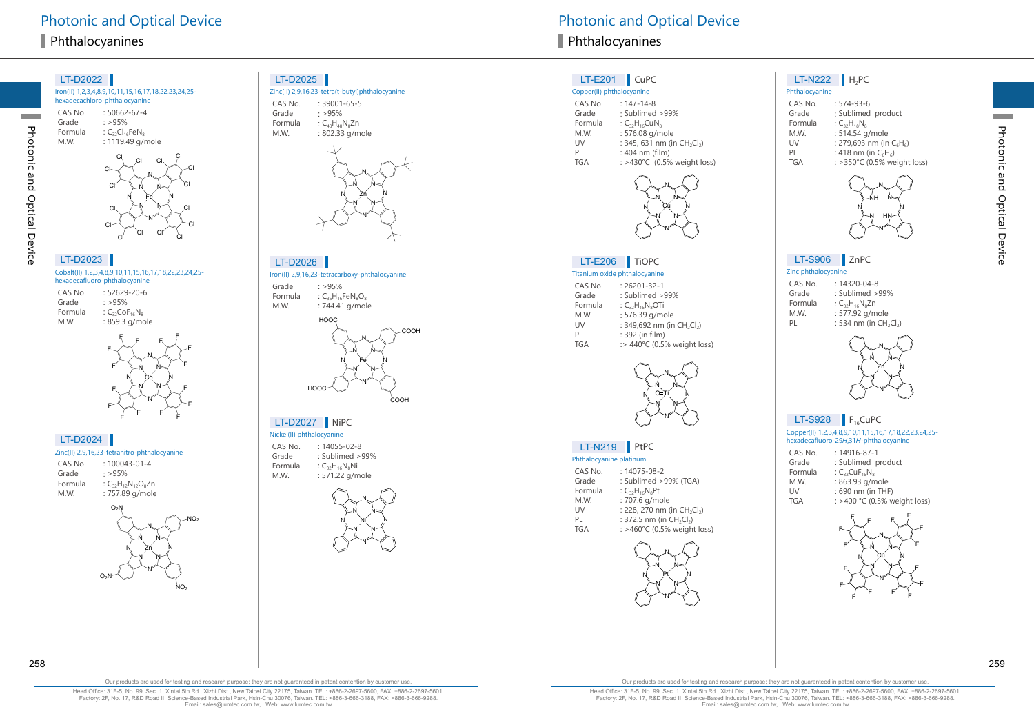# Photonic and Optical Device

## Phthalocyanines

### LT-D2022

Iron(II) 1,2,3,4,8,9,10,11,15,16,17,18,22,23,24,25-hexadecachloro-phthalocyanine

| | |
|---|---|
| CAS No. | : 50662-67-4 |
| Grade | : >95% |
| Formula | : $C_{32}Cl_{16}FeN_8$ |
| M.W. | : 1119.49 g/mole |

### LT-D2023

Cobalt(II) 1,2,3,4,8,9,10,11,15,16,17,18,22,23,24,25-hexadecafluoro-phthalocyanine

| | |
|---|---|
| CAS No. | : 52629-20-6 |
| Grade | : >95% |
| Formula | : $C_{32}CoF_{16}N_8$ |
| M.W. | : 859.3 g/mole |

### LT-D2024

Zinc(II) 2,9,16,23-tetranitro-phthalocyanine

| | |
|---|---|
| CAS No. | : 100043-01-4 |
| Grade | : >95% |
| Formula | : $C_{32}H_{12}N_{12}O_8Zn$ |
| M.W. | : 757.89 g/mole |

### LT-D2025

Zinc(II) 2,9,16,23-tetra(t-butyl)phthalocyanine

| | |
|---|---|
| CAS No. | : 39001-65-5 |
| Grade | : >95% |
| Formula | : $C_{48}H_{48}N_8Zn$ |
| M.W. | : 802.33 g/mole |

### LT-D2026

Iron(II) 2,9,16,23-tetracarboxy-phthalocyanine

| | |
|---|---|
| Grade | : >95% |
| Formula | : $C_{36}H_{16}FeN_8O_8$ |
| M.W. | : 744.41 g/mole |

### LT-D2027 NiPC

Nickel(II) phthalocyanine

| | |
|---|---|
| CAS No. | : 14055-02-8 |
| Grade | : Sublimed >99% |
| Formula | : $C_{32}H_{16}N_8Ni$ |
| M.W. | : 571.22 g/mole |

### LT-E201 CuPC

Copper(II) phthalocyanine

| | |
|---|---|
| CAS No. | : 147-14-8 |
| Grade | : Sublimed >99% |
| Formula | : $C_{32}H_{16}CuN_8$ |
| M.W. | : 576.08 g/mole |
| UV | : 345, 631 nm (in $CH_2Cl_2$) |
| PL | : 404 nm (film) |
| TGA | : >430°C (0.5% weight loss) |

### LT-E206 TiOPC

Titanium oxide phthalocyanine

| | |
|---|---|
| CAS No. | : 26201-32-1 |
| Grade | : Sublimed >99% |
| Formula | : $C_{32}H_{16}N_8OTi$ |
| M.W. | : 576.39 g/mole |
| UV | : 349,692 nm (in $CH_2Cl_2$) |
| PL | : 392 (in film) |
| TGA | :> 440°C (0.5% weight loss) |

### LT-N219 PtPC

Phthalocyanine platinum

| | |
|---|---|
| CAS No. | : 14075-08-2 |
| Grade | : Sublimed >99% (TGA) |
| Formula | : $C_{32}H_{16}N_8Pt$ |
| M.W. | : 707.6 g/mole |
| UV | : 228, 270 nm (in $CH_2Cl_2$) |
| PL | : 372.5 nm (in $CH_2Cl_2$) |
| TGA | : >460°C (0.5% weight loss) |

### LT-N222 $H_2PC$

Phthalocyanine

| | |
|---|---|
| CAS No. | : 574-93-6 |
| Grade | : Sublimed product |
| Formula | : $C_{32}H_{18}N_8$ |
| M.W. | : 514.54 g/mole |
| UV | : 279,693 nm (in $C_6H_6$) |
| PL | : 418 nm (in $C_6H_6$) |
| TGA | : >350°C (0.5% weight loss) |

### LT-S906 ZnPC

Zinc phthalocyanine

| | |
|---|---|
| CAS No. | : 14320-04-8 |
| Grade | : Sublimed >99% |
| Formula | : $C_{32}H_{16}N_8Zn$ |
| M.W. | : 577.92 g/mole |
| PL | : 534 nm (in $CH_2Cl_2$) |

### LT-S928 $F_{16}CuPC$

Copper(II) 1,2,3,4,8,9,10,11,15,16,17,18,22,23,24,25-hexadecafluoro-29*H*,31*H*-phthalocyanine

| | |
|---|---|
| CAS No. | : 14916-87-1 |
| Grade | : Sublimed product |
| Formula | : $C_{32}CuF_{16}N_8$ |
| M.W. | : 863.93 g/mole |
| UV | : 690 nm (in THF) |
| TGA | : >400 °C (0.5% weight loss) |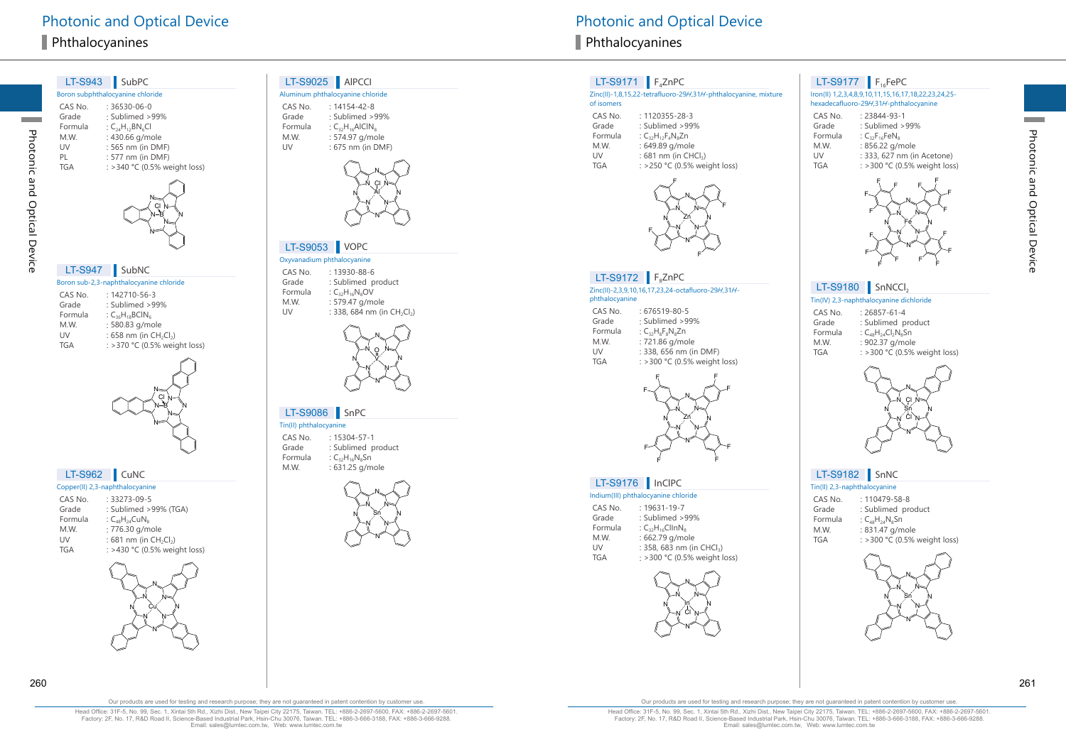# Photonic and Optical Device

## Phthalocyanines

### LT-S943 | SubPC

Boron subphthalocyanine chloride

| | |
|---|---|
| CAS No. | : 36530-06-0 |
| Grade | : Sublimed >99% |
| Formula | : $C_{24}H_{12}BN_6Cl$ |
| M.W. | : 430.66 g/mole |
| UV | : 565 nm (in DMF) |
| PL | : 577 nm (in DMF) |
| TGA | : >340 °C (0.5% weight loss) |

### LT-S947 | SubNC

Boron sub-2,3-naphthalocyanine chloride

| | |
|---|---|
| CAS No. | : 142710-56-3 |
| Grade | : Sublimed >99% |
| Formula | : $C_{36}H_{18}BClN_6$ |
| M.W. | : 580.83 g/mole |
| UV | : 658 nm (in $CH_2Cl_2$) |
| TGA | : >370 °C (0.5% weight loss) |

### LT-S962 | CuNC

Copper(II) 2,3-naphthalocyanine

| | |
|---|---|
| CAS No. | : 33273-09-5 |
| Grade | : Sublimed >99% (TGA) |
| Formula | : $C_{48}H_{24}CuN_8$ |
| M.W. | : 776.30 g/mole |
| UV | : 681 nm (in $CH_2Cl_2$) |
| TGA | : >430 °C (0.5% weight loss) |

### LT-S9025 | AlPCCl

Aluminum phthalocyanine chloride

| | |
|---|---|
| CAS No. | : 14154-42-8 |
| Grade | : Sublimed >99% |
| Formula | : $C_{32}H_{16}AlClN_8$ |
| M.W. | : 574.97 g/mole |
| UV | : 675 nm (in DMF) |

### LT-S9053 | VOPC

Oxyvanadium phthalocyanine

| | |
|---|---|
| CAS No. | : 13930-88-6 |
| Grade | : Sublimed product |
| Formula | : $C_{32}H_{16}N_8OV$ |
| M.W. | : 579.47 g/mole |
| UV | : 338, 684 nm (in $CH_2Cl_2$) |

### LT-S9086 | SnPC

Tin(II) phthalocyanine

| | |
|---|---|
| CAS No. | : 15304-57-1 |
| Grade | : Sublimed product |
| Formula | : $C_{32}H_{16}N_8Sn$ |
| M.W. | : 631.25 g/mole |

### LT-S9171 | $F_4ZnPC$

Zinc(II)-1,8,15,22-tetrafluoro-29*H*,31*H*-phthalocyanine, mixture of isomers

| | |
|---|---|
| CAS No. | : 1120355-28-3 |
| Grade | : Sublimed >99% |
| Formula | : $C_{32}H_{12}F_4N_8Zn$ |
| M.W. | : 649.89 g/mole |
| UV | : 681 nm (in $CHCl_3$) |
| TGA | : >250 °C (0.5% weight loss) |

### LT-S9172 | $F_8ZnPC$

Zinc(II)-2,3,9,10,16,17,23,24-octafluoro-29*H*,31*H*-phthalocyanine

| | |
|---|---|
| CAS No. | : 676519-80-5 |
| Grade | : Sublimed >99% |
| Formula | : $C_{32}H_8F_8N_8Zn$ |
| M.W. | : 721.86 g/mole |
| UV | : 338, 656 nm (in DMF) |
| TGA | : >300 °C (0.5% weight loss) |

### LT-S9176 | InClPC

Indium(III) phthalocyanine chloride

| | |
|---|---|
| CAS No. | : 19631-19-7 |
| Grade | : Sublimed >99% |
| Formula | : $C_{32}H_{16}ClInN_8$ |
| M.W. | : 662.79 g/mole |
| UV | : 358, 683 nm (in $CHCl_3$) |
| TGA | : >300 °C (0.5% weight loss) |

### LT-S9177 | $F_{16}FePC$

Iron(II) 1,2,3,4,8,9,10,11,15,16,17,18,22,23,24,25-hexadecafluoro-29*H*,31*H*-phthalocyanine

| | |
|---|---|
| CAS No. | : 23844-93-1 |
| Grade | : Sublimed >99% |
| Formula | : $C_{32}F_{16}FeN_8$ |
| M.W. | : 856.22 g/mole |
| UV | : 333, 627 nm (in Acetone) |
| TGA | : >300 °C (0.5% weight loss) |

### LT-S9180 | $SnNCCl_2$

Tin(IV) 2,3-naphthalocyanine dichloride

| | |
|---|---|
| CAS No. | : 26857-61-4 |
| Grade | : Sublimed product |
| Formula | : $C_{48}H_{24}Cl_2N_8Sn$ |
| M.W. | : 902.37 g/mole |
| TGA | : >300 °C (0.5% weight loss) |

### LT-S9182 | SnNC

Tin(II) 2,3-naphthalocyanine

| | |
|---|---|
| CAS No. | : 110479-58-8 |
| Grade | : Sublimed product |
| Formula | : $C_{48}H_{24}N_8Sn$ |
| M.W. | : 831.47 g/mole |
| TGA | : >300 °C (0.5% weight loss) |

Our products are used for testing and research purpose; they are not guaranteed in patent contention by customer use.

Head Office: 31F-5, No. 99, Sec. 1, Xintai 5th Rd., Xizhi Dist., New Taipei City 22175, Taiwan. TEL: +886-2-2697-5600, FAX: +886-2-2697-5601.
Factory: 2F, No. 17, R&D Road II, Science-Based Industrial Park, Hsin-Chu 30076, Taiwan. TEL: +886-3-666-3188, FAX: +886-3-666-9288.
Email: sales@lumtec.com.tw, Web: www.lumtec.com.tw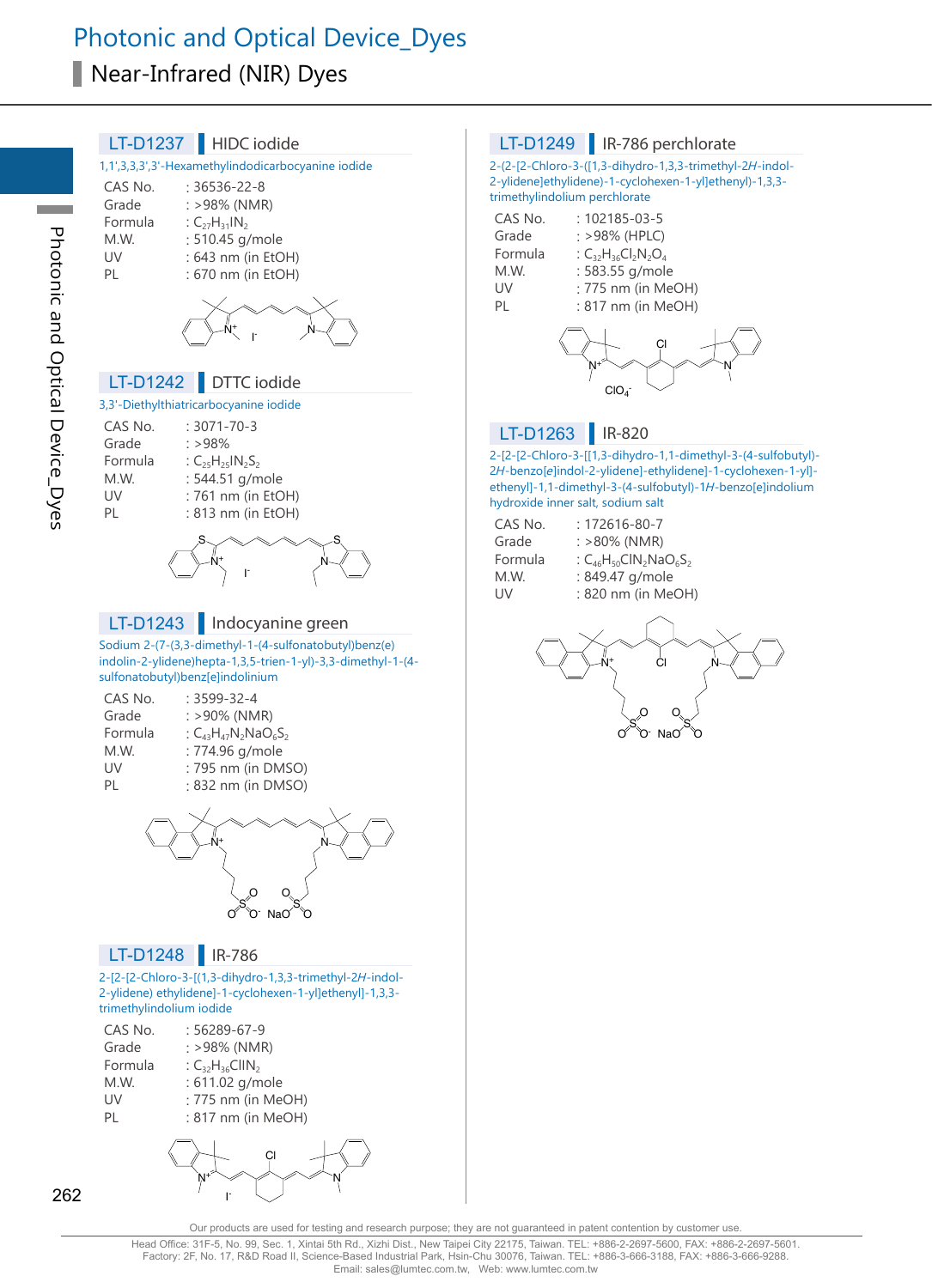# Photonic and Optical Device_Dyes

## Near-Infrared (NIR) Dyes

### LT-D1237 HIDC iodide

1,1',3,3,3',3'-Hexamethylindodicarbocyanine iodide

| | |
|---|---|
| CAS No. | : 36536-22-8 |
| Grade | : >98% (NMR) |
| Formula | : $C_{27}H_{31}IN_2$ |
| M.W. | : 510.45 g/mole |
| UV | : 643 nm (in EtOH) |
| PL | : 670 nm (in EtOH) |

### LT-D1242 DTTC iodide

3,3'-Diethylthiatricarbocyanine iodide

| | |
|---|---|
| CAS No. | : 3071-70-3 |
| Grade | : >98% |
| Formula | : $C_{25}H_{25}IN_2S_2$ |
| M.W. | : 544.51 g/mole |
| UV | : 761 nm (in EtOH) |
| PL | : 813 nm (in EtOH) |

### LT-D1243 Indocyanine green

Sodium 2-(7-(3,3-dimethyl-1-(4-sulfonatobutyl)benz(e)indolin-2-ylidene)hepta-1,3,5-trien-1-yl)-3,3-dimethyl-1-(4-sulfonatobutyl)benz[e]indolinium

| | |
|---|---|
| CAS No. | : 3599-32-4 |
| Grade | : >90% (NMR) |
| Formula | : $C_{43}H_{47}N_2NaO_6S_2$ |
| M.W. | : 774.96 g/mole |
| UV | : 795 nm (in DMSO) |
| PL | : 832 nm (in DMSO) |

### LT-D1248 IR-786

2-[2-[2-Chloro-3-[(1,3-dihydro-1,3,3-trimethyl-2*H*-indol-2-ylidene) ethylidene]-1-cyclohexen-1-yl]ethenyl]-1,3,3-trimethylindolium iodide

| | |
|---|---|
| CAS No. | : 56289-67-9 |
| Grade | : >98% (NMR) |
| Formula | : $C_{32}H_{36}ClIN_2$ |
| M.W. | : 611.02 g/mole |
| UV | : 775 nm (in MeOH) |
| PL | : 817 nm (in MeOH) |

### LT-D1249 IR-786 perchlorate

2-(2-[2-Chloro-3-([1,3-dihydro-1,3,3-trimethyl-2*H*-indol-2-ylidene]ethylidene)-1-cyclohexen-1-yl]ethenyl)-1,3,3-trimethylindolium perchlorate

| | |
|---|---|
| CAS No. | : 102185-03-5 |
| Grade | : >98% (HPLC) |
| Formula | : $C_{32}H_{36}Cl_2N_2O_4$ |
| M.W. | : 583.55 g/mole |
| UV | : 775 nm (in MeOH) |
| PL | : 817 nm (in MeOH) |

### LT-D1263 IR-820

2-[2-[2-Chloro-3-[[1,3-dihydro-1,1-dimethyl-3-(4-sulfobutyl)-2*H*-benzo[*e*]indol-2-ylidene]-ethylidene]-1-cyclohexen-1-yl]-ethenyl]-1,1-dimethyl-3-(4-sulfobutyl)-1*H*-benzo[e]indolium hydroxide inner salt, sodium salt

| | |
|---|---|
| CAS No. | : 172616-80-7 |
| Grade | : >80% (NMR) |
| Formula | : $C_{46}H_{50}ClN_2NaO_6S_2$ |
| M.W. | : 849.47 g/mole |
| UV | : 820 nm (in MeOH) |

Our products are used for testing and research purpose; they are not guaranteed in patent contention by customer use.

Head Office: 31F-5, No. 99, Sec. 1, Xintai 5th Rd., Xizhi Dist., New Taipei City 22175, Taiwan. TEL: +886-2-2697-5600, FAX: +886-2-2697-5601.
Factory: 2F, No. 17, R&D Road II, Science-Based Industrial Park, Hsin-Chu 30076, Taiwan. TEL: +886-3-666-3188, FAX: +886-3-666-9288.
Email: sales@lumtec.com.tw, Web: www.lumtec.com.tw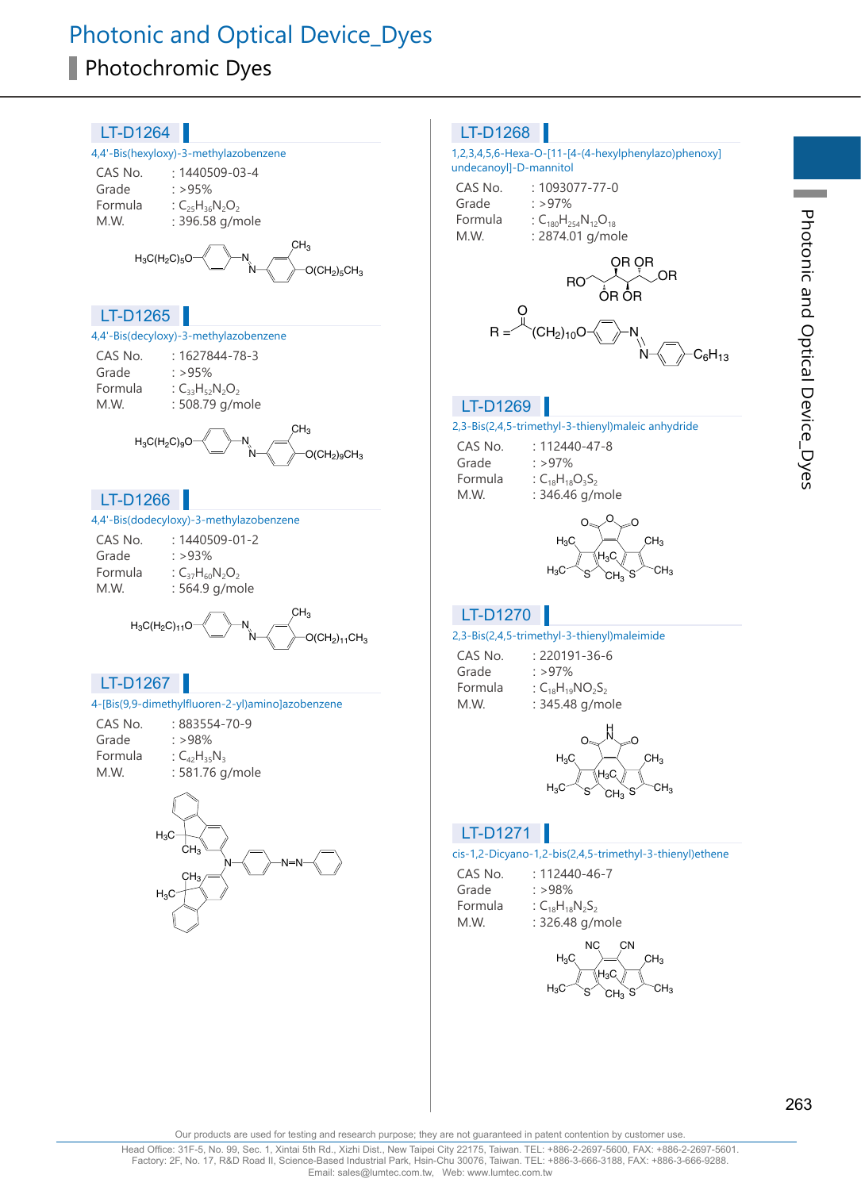# Photonic and Optical Device_Dyes

## Photochromic Dyes

### LT-D1264

4,4'-Bis(hexyloxy)-3-methylazobenzene

CAS No. : 1440509-03-4
Grade : >95%
Formula : $C_{25}H_{36}N_2O_2$
M.W. : 396.58 g/mole

### LT-D1265

4,4'-Bis(decyloxy)-3-methylazobenzene

CAS No. : 1627844-78-3
Grade : >95%
Formula : $C_{33}H_{52}N_2O_2$
M.W. : 508.79 g/mole

### LT-D1266

4,4'-Bis(dodecyloxy)-3-methylazobenzene

CAS No. : 1440509-01-2
Grade : >93%
Formula : $C_{37}H_{60}N_2O_2$
M.W. : 564.9 g/mole

### LT-D1267

4-[Bis(9,9-dimethylfluoren-2-yl)amino]azobenzene

CAS No. : 883554-70-9
Grade : >98%
Formula : $C_{42}H_{35}N_3$
M.W. : 581.76 g/mole

### LT-D1268

1,2,3,4,5,6-Hexa-O-[11-[4-(4-hexylphenylazo)phenoxy]undecanoyl]-D-mannitol

CAS No. : 1093077-77-0
Grade : >97%
Formula : $C_{180}H_{254}N_{12}O_{18}$
M.W. : 2874.01 g/mole

### LT-D1269

2,3-Bis(2,4,5-trimethyl-3-thienyl)maleic anhydride

CAS No. : 112440-47-8
Grade : >97%
Formula : $C_{18}H_{18}O_3S_2$
M.W. : 346.46 g/mole

### LT-D1270

2,3-Bis(2,4,5-trimethyl-3-thienyl)maleimide

CAS No. : 220191-36-6
Grade : >97%
Formula : $C_{18}H_{19}NO_2S_2$
M.W. : 345.48 g/mole

### LT-D1271

cis-1,2-Dicyano-1,2-bis(2,4,5-trimethyl-3-thienyl)ethene

CAS No. : 112440-46-7
Grade : >98%
Formula : $C_{18}H_{18}N_2S_2$
M.W. : 326.48 g/mole

Our products are used for testing and research purpose; they are not guaranteed in patent contention by customer use.

Head Office: 31F-5, No. 99, Sec. 1, Xintai 5th Rd., Xizhi Dist., New Taipei City 22175, Taiwan. TEL: +886-2-2697-5600, FAX: +886-2-2697-5601.
Factory: 2F, No. 17, R&D Road II, Science-Based Industrial Park, Hsin-Chu 30076, Taiwan. TEL: +886-3-666-3188, FAX: +886-3-666-9288.
Email: sales@lumtec.com.tw, Web: www.lumtec.com.tw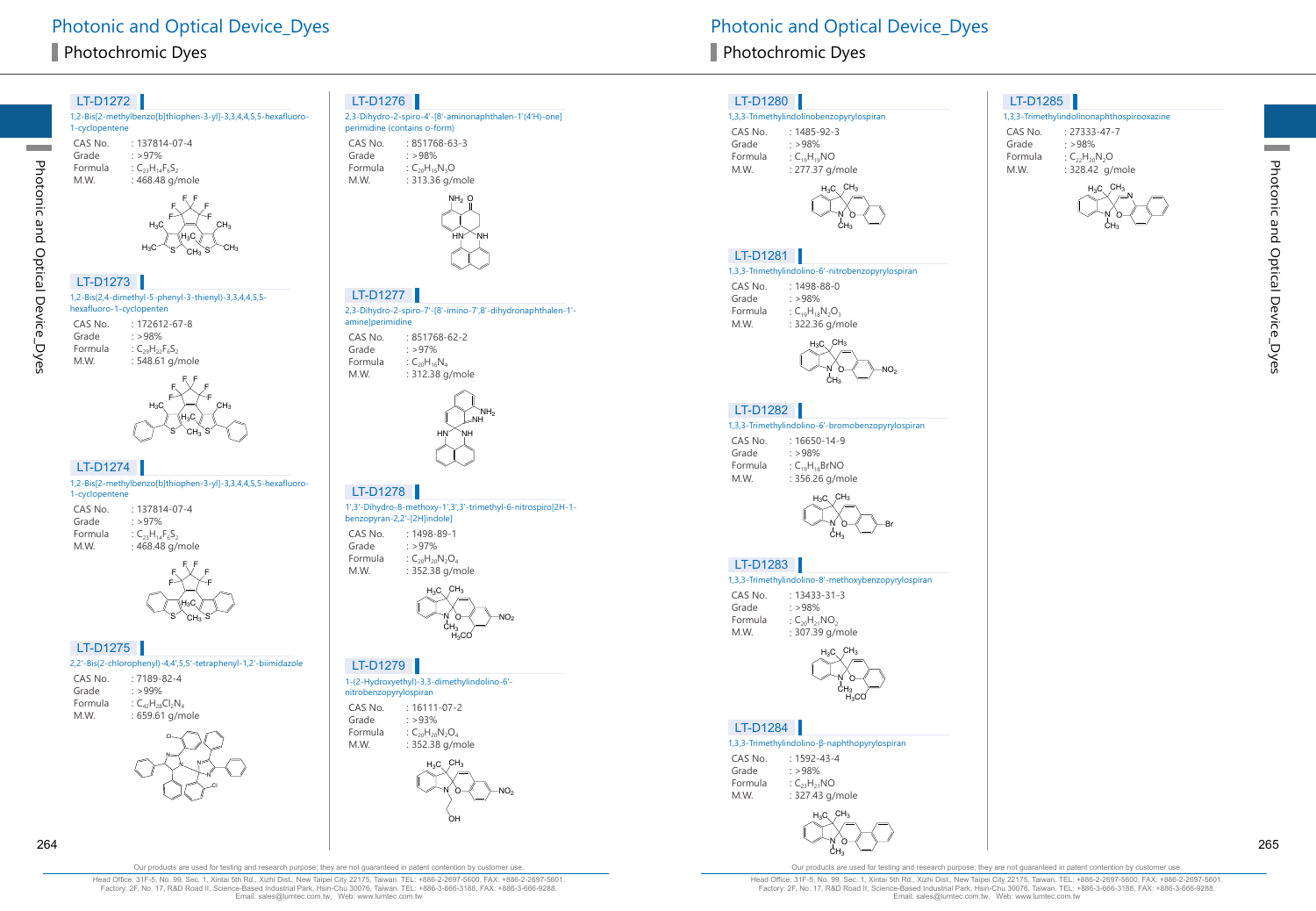# Photonic and Optical Device_Dyes

## Photochromic Dyes

### LT-D1272

1,2-Bis[2-methylbenzo[b]thiophen-3-yl]-3,3,4,4,5,5-hexafluoro-1-cyclopentene

| | |
|---|---|
| CAS No. | : 137814-07-4 |
| Grade | : >97% |
| Formula | : $C_{23}H_{14}F_6S_2$ |
| M.W. | : 468.48 g/mole |

### LT-D1273

1,2-Bis(2,4-dimethyl-5-phenyl-3-thienyl)-3,3,4,4,5,5-hexafluoro-1-cyclopenten

| | |
|---|---|
| CAS No. | : 172612-67-8 |
| Grade | : >98% |
| Formula | : $C_{29}H_{22}F_6S_2$ |
| M.W. | : 548.61 g/mole |

### LT-D1274

1,2-Bis[2-methylbenzo[b]thiophen-3-yl]-3,3,4,4,5,5-hexafluoro-1-cyclopentene

| | |
|---|---|
| CAS No. | : 137814-07-4 |
| Grade | : >97% |
| Formula | : $C_{23}H_{14}F_6S_2$ |
| M.W. | : 468.48 g/mole |

### LT-D1275

2,2'-Bis(2-chlorophenyl)-4,4',5,5'-tetraphenyl-1,2'-biimidazole

| | |
|---|---|
| CAS No. | : 7189-82-4 |
| Grade | : >99% |
| Formula | : $C_{42}H_{28}Cl_2N_4$ |
| M.W. | : 659.61 g/mole |

### LT-D1276

2,3-Dihydro-2-spiro-4'-[8'-aminonaphthalen-1'(4'H)-one] perimidine (contains o-form)

| | |
|---|---|
| CAS No. | : 851768-63-3 |
| Grade | : >98% |
| Formula | : $C_{20}H_{15}N_3O$ |
| M.W. | : 313.36 g/mole |

### LT-D1277

2,3-Dihydro-2-spiro-7'-[8'-imino-7',8'-dihydronaphthalen-1'-amine]perimidine

| | |
|---|---|
| CAS No. | : 851768-62-2 |
| Grade | : >97% |
| Formula | : $C_{20}H_{16}N_4$ |
| M.W. | : 312.38 g/mole |

### LT-D1278

1',3'-Dihydro-8-methoxy-1',3',3'-trimethyl-6-nitrospiro[2H-1-benzopyran-2,2'-[2H]indole]

| | |
|---|---|
| CAS No. | : 1498-89-1 |
| Grade | : >97% |
| Formula | : $C_{20}H_{20}N_2O_4$ |
| M.W. | : 352.38 g/mole |

### LT-D1279

1-(2-Hydroxyethyl)-3,3-dimethylindolino-6'-nitrobenzopyrylospiran

| | |
|---|---|
| CAS No. | : 16111-07-2 |
| Grade | : >93% |
| Formula | : $C_{20}H_{20}N_2O_4$ |
| M.W. | : 352.38 g/mole |

### LT-D1280

1,3,3-Trimethylindolinobenzopyrylospiran

| | |
|---|---|
| CAS No. | : 1485-92-3 |
| Grade | : >98% |
| Formula | : $C_{19}H_{19}NO$ |
| M.W. | : 277.37 g/mole |

### LT-D1281

1,3,3-Trimethylindolino-6'-nitrobenzopyrylospiran

| | |
|---|---|
| CAS No. | : 1498-88-0 |
| Grade | : >98% |
| Formula | : $C_{19}H_{18}N_2O_3$ |
| M.W. | : 322.36 g/mole |

### LT-D1282

1,3,3-Trimethylindolino-6'-bromobenzopyrylospiran

| | |
|---|---|
| CAS No. | : 16650-14-9 |
| Grade | : >98% |
| Formula | : $C_{19}H_{18}BrNO$ |
| M.W. | : 356.26 g/mole |

### LT-D1283

1,3,3-Trimethylindolino-8'-methoxybenzopyrylospiran

| | |
|---|---|
| CAS No. | : 13433-31-3 |
| Grade | : >98% |
| Formula | : $C_{20}H_{21}NO_2$ |
| M.W. | : 307.39 g/mole |

### LT-D1284

1,3,3-Trimethylindolino-β-naphthopyrylospiran

| | |
|---|---|
| CAS No. | : 1592-43-4 |
| Grade | : >98% |
| Formula | : $C_{23}H_{21}NO$ |
| M.W. | : 327.43 g/mole |

### LT-D1285

1,3,3-Trimethylindolinonaphthospirooxazine

| | |
|---|---|
| CAS No. | : 27333-47-7 |
| Grade | : >98% |
| Formula | : $C_{22}H_{20}N_2O$ |
| M.W. | : 328.42 g/mole |

Our products are used for testing and research purpose; they are not guaranteed in patent contention by customer use.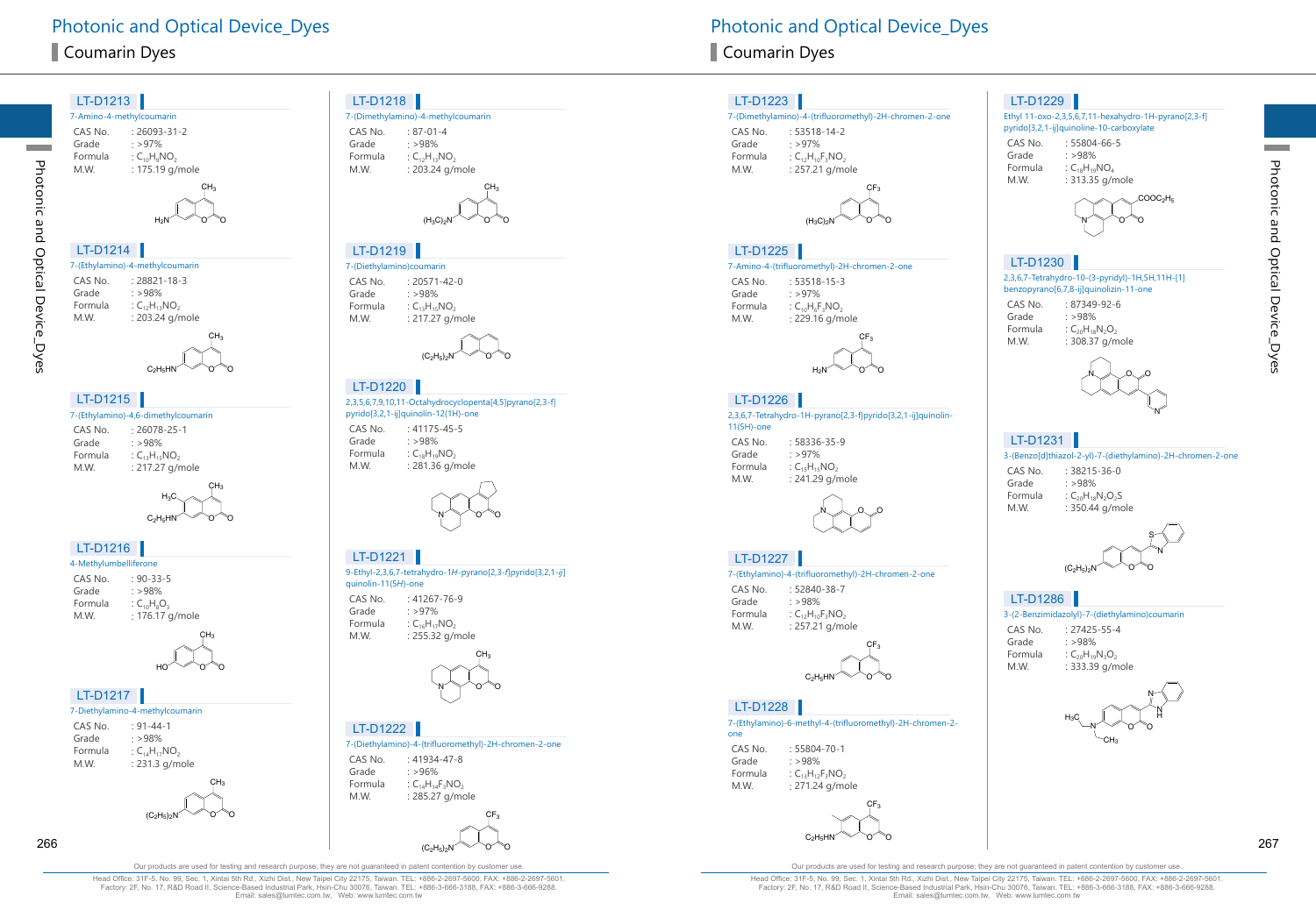# Photonic and Optical Device_Dyes

## Coumarin Dyes

### LT-D1213

7-Amino-4-methylcoumarin

| | |
|---|---|
| CAS No. | : 26093-31-2 |
| Grade | : >97% |
| Formula | : $C_{10}H_9NO_2$ |
| M.W. | : 175.19 g/mole |

### LT-D1214

7-(Ethylamino)-4-methylcoumarin

| | |
|---|---|
| CAS No. | : 28821-18-3 |
| Grade | : >98% |
| Formula | : $C_{12}H_{13}NO_2$ |
| M.W. | : 203.24 g/mole |

### LT-D1215

7-(Ethylamino)-4,6-dimethylcoumarin

| | |
|---|---|
| CAS No. | : 26078-25-1 |
| Grade | : >98% |
| Formula | : $C_{13}H_{15}NO_2$ |
| M.W. | : 217.27 g/mole |

### LT-D1216

4-Methylumbelliferone

| | |
|---|---|
| CAS No. | : 90-33-5 |
| Grade | : >98% |
| Formula | : $C_{10}H_8O_3$ |
| M.W. | : 176.17 g/mole |

### LT-D1217

7-Diethylamino-4-methylcoumarin

| | |
|---|---|
| CAS No. | : 91-44-1 |
| Grade | : >98% |
| Formula | : $C_{14}H_{17}NO_2$ |
| M.W. | : 231.3 g/mole |

### LT-D1218

7-(Dimethylamino)-4-methylcoumarin

| | |
|---|---|
| CAS No. | : 87-01-4 |
| Grade | : >98% |
| Formula | : $C_{12}H_{13}NO_2$ |
| M.W. | : 203.24 g/mole |

### LT-D1219

7-(Diethylamino)coumarin

| | |
|---|---|
| CAS No. | : 20571-42-0 |
| Grade | : >98% |
| Formula | : $C_{13}H_{15}NO_2$ |
| M.W. | : 217.27 g/mole |

### LT-D1220

2,3,5,6,7,9,10,11-Octahydrocyclopenta[4,5]pyrano[2,3-f]pyrido[3,2,1-ij]quinolin-12(1H)-one

| | |
|---|---|
| CAS No. | : 41175-45-5 |
| Grade | : >98% |
| Formula | : $C_{18}H_{19}NO_2$ |
| M.W. | : 281.36 g/mole |

### LT-D1221

9-Ethyl-2,3,6,7-tetrahydro-1*H*-pyrano[2,3-*f*]pyrido[3,2,1-*ij*]quinolin-11(5*H*)-one

| | |
|---|---|
| CAS No. | : 41267-76-9 |
| Grade | : >97% |
| Formula | : $C_{16}H_{17}NO_2$ |
| M.W. | : 255.32 g/mole |

### LT-D1222

7-(Diethylamino)-4-(trifluoromethyl)-2H-chromen-2-one

| | |
|---|---|
| CAS No. | : 41934-47-8 |
| Grade | : >96% |
| Formula | : $C_{14}H_{14}F_3NO_2$ |
| M.W. | : 285.27 g/mole |

### LT-D1223

7-(Dimethylamino)-4-(trifluoromethyl)-2H-chromen-2-one

| | |
|---|---|
| CAS No. | : 53518-14-2 |
| Grade | : >97% |
| Formula | : $C_{12}H_{10}F_3NO_2$ |
| M.W. | : 257.21 g/mole |

### LT-D1225

7-Amino-4-(trifluoromethyl)-2H-chromen-2-one

| | |
|---|---|
| CAS No. | : 53518-15-3 |
| Grade | : >97% |
| Formula | : $C_{10}H_6F_3NO_2$ |
| M.W. | : 229.16 g/mole |

### LT-D1226

2,3,6,7-Tetrahydro-1H-pyrano[2,3-f]pyrido[3,2,1-ij]quinolin-11(5H)-one

| | |
|---|---|
| CAS No. | : 58336-35-9 |
| Grade | : >97% |
| Formula | : $C_{15}H_{15}NO_2$ |
| M.W. | : 241.29 g/mole |

### LT-D1227

7-(Ethylamino)-4-(trifluoromethyl)-2H-chromen-2-one

| | |
|---|---|
| CAS No. | : 52840-38-7 |
| Grade | : >98% |
| Formula | : $C_{12}H_{10}F_3NO_2$ |
| M.W. | : 257.21 g/mole |

### LT-D1228

7-(Ethylamino)-6-methyl-4-(trifluoromethyl)-2H-chromen-2-one

| | |
|---|---|
| CAS No. | : 55804-70-1 |
| Grade | : >98% |
| Formula | : $C_{13}H_{12}F_3NO_2$ |
| M.W. | : 271.24 g/mole |

### LT-D1229

Ethyl 11-oxo-2,3,5,6,7,11-hexahydro-1H-pyrano[2,3-f]pyrido[3,2,1-ij]quinoline-10-carboxylate

| | |
|---|---|
| CAS No. | : 55804-66-5 |
| Grade | : >98% |
| Formula | : $C_{18}H_{19}NO_4$ |
| M.W. | : 313.35 g/mole |

### LT-D1230

2,3,6,7-Tetrahydro-10-(3-pyridyl)-1H,5H,11H-[1]benzopyrano[6,7,8-ij]quinolizin-11-one

| | |
|---|---|
| CAS No. | : 87349-92-6 |
| Grade | : >98% |
| Formula | : $C_{20}H_{18}N_2O_2$ |
| M.W. | : 308.37 g/mole |

### LT-D1231

3-(Benzo[d]thiazol-2-yl)-7-(diethylamino)-2H-chromen-2-one

| | |
|---|---|
| CAS No. | : 38215-36-0 |
| Grade | : >98% |
| Formula | : $C_{20}H_{18}N_2O_2S$ |
| M.W. | : 350.44 g/mole |

### LT-D1286

3-(2-Benzimidazolyl)-7-(diethylamino)coumarin

| | |
|---|---|
| CAS No. | : 27425-55-4 |
| Grade | : >98% |
| Formula | : $C_{20}H_{19}N_3O_2$ |
| M.W. | : 333.39 g/mole |

Our products are used for testing and research purpose; they are not guaranteed in patent contention by customer use.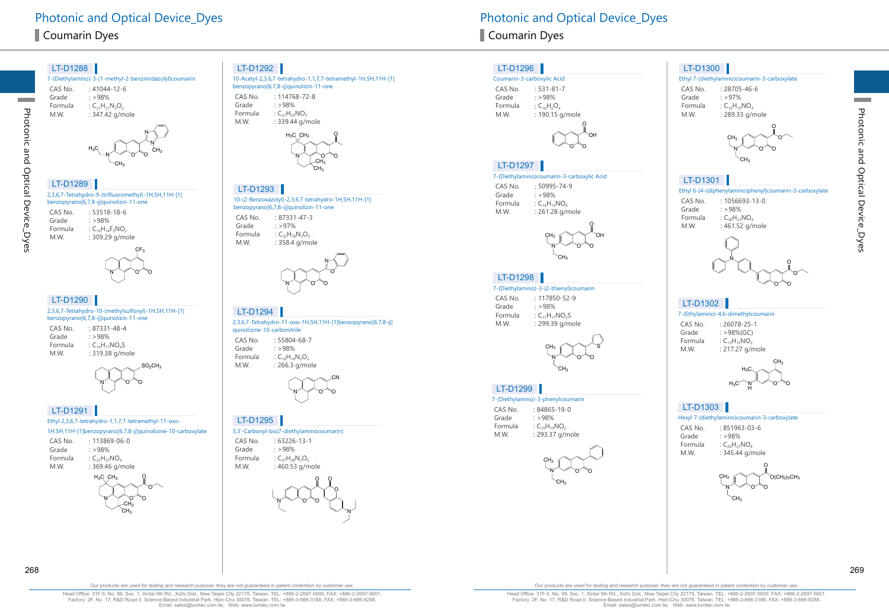# Photonic and Optical Device_Dyes

## Coumarin Dyes

### LT-D1288

7-(Diethylamino)-3-(1-methyl-2-benzimidazolyl)coumarin

| | |
|---|---|
| CAS No. | : 41044-12-6 |
| Grade | : >98% |
| Formula | : $C_{21}H_{21}N_3O_2$ |
| M.W. | : 347.42 g/mole |

### LT-D1289

2,3,6,7-Tetrahydro-9-(trifluoromethyl)-1H,5H,11H-[1]benzopyrano[6,7,8-ij]quinolizin-11-one

| | |
|---|---|
| CAS No. | : 53518-18-6 |
| Grade | : >98% |
| Formula | : $C_{16}H_{14}F_3NO_2$ |
| M.W. | : 309.29 g/mole |

### LT-D1290

2,3,6,7-Tetrahydro-10-(methylsulfonyl)-1H,5H,11H-[1]benzopyrano[6,7,8-ij]quinolizin-11-one

| | |
|---|---|
| CAS No. | : 87331-48-4 |
| Grade | : >98% |
| Formula | : $C_{16}H_{17}NO_4S$ |
| M.W. | : 319.38 g/mole |

### LT-D1291

Ethyl 2,3,6,7-tetrahydro-1,1,7,7-tetramethyl-11-oxo-1*H*,5*H*,11*H*-[1]benzopyrano[6,7,8-*ij*]quinolizine-10-carboxylate

| | |
|---|---|
| CAS No. | : 113869-06-0 |
| Grade | : >98% |
| Formula | : $C_{22}H_{27}NO_4$ |
| M.W. | : 369.46 g/mole |

### LT-D1292

10-Acetyl-2,3,6,7-tetrahydro-1,1,7,7-tetramethyl-1H,5H,11H-[1]benzopyrano[6,7,8-ij]quinolizin-11-one

| | |
|---|---|
| CAS No. | : 114768-72-8 |
| Grade | : >98% |
| Formula | : $C_{21}H_{25}NO_3$ |
| M.W. | : 339.44 g/mole |

### LT-D1293

10-(2-Benzoxazolyl)-2,3,6,7-tetrahydro-1H,5H,11H-[1]benzopyrano[6,7,8-ij]quinolizin-11-one

| | |
|---|---|
| CAS No. | : 87331-47-3 |
| Grade | : >97% |
| Formula | : $C_{22}H_{18}N_2O_3$ |
| M.W. | : 358.4 g/mole |

### LT-D1294

2,3,6,7-Tetrahydro-11-oxo-1H,5H,11H-[1]benzopyrano[6,7,8-ij]quinolizine-10-carbonitrile

| | |
|---|---|
| CAS No. | : 55804-68-7 |
| Grade | : >98% |
| Formula | : $C_{16}H_{14}N_2O_2$ |
| M.W. | : 266.3 g/mole |

### LT-D1295

3,3'-Carbonyl-bis(7-diethylaminocoumarin)

| | |
|---|---|
| CAS No. | : 63226-13-1 |
| Grade | : >98% |
| Formula | : $C_{27}H_{28}N_2O_5$ |
| M.W. | : 460.53 g/mole |

### LT-D1296

Coumarin-3-carboxylic Acid

| | |
|---|---|
| CAS No. | : 531-81-7 |
| Grade | : >98% |
| Formula | : $C_{10}H_6O_4$ |
| M.W. | : 190.15 g/mole |

### LT-D1297

7-(Diethylamino)coumarin-3-carboxylic Acid

| | |
|---|---|
| CAS No. | : 50995-74-9 |
| Grade | : >98% |
| Formula | : $C_{14}H_{15}NO_4$ |
| M.W. | : 261.28 g/mole |

### LT-D1298

7-(Diethylamino)-3-(2-thienyl)coumarin

| | |
|---|---|
| CAS No. | : 117850-52-9 |
| Grade | : >98% |
| Formula | : $C_{17}H_{17}NO_2S$ |
| M.W. | : 299.39 g/mole |

### LT-D1299

7-(Diethylamino)-3-phenylcoumarin

| | |
|---|---|
| CAS No. | : 84865-19-0 |
| Grade | : >98% |
| Formula | : $C_{19}H_{19}NO_2$ |
| M.W. | : 293.37 g/mole |

### LT-D1300

Ethyl 7-(diethylamino)coumarin-3-carboxylate

| | |
|---|---|
| CAS No. | : 28705-46-6 |
| Grade | : >97% |
| Formula | : $C_{16}H_{19}NO_4$ |
| M.W. | : 289.33 g/mole |

### LT-D1301

Ethyl 6-[4-(diphenylamino)phenyl]coumarin-3-carboxylate

| | |
|---|---|
| CAS No. | : 1056693-13-0 |
| Grade | : >98% |
| Formula | : $C_{30}H_{23}NO_4$ |
| M.W. | : 461.52 g/mole |

### LT-D1302

7-(Ethylamino)-4,6-dimethylcoumarin

| | |
|---|---|
| CAS No. | : 26078-25-1 |
| Grade | : >98%(GC) |
| Formula | : $C_{13}H_{15}NO_2$ |
| M.W. | : 217.27 g/mole |

### LT-D1303

Hexyl 7-(diethylamino)coumarin-3-carboxylate

| | |
|---|---|
| CAS No. | : 851963-03-6 |
| Grade | : >98% |
| Formula | : $C_{20}H_{27}NO_4$ |
| M.W. | : 345.44 g/mole |

Our products are used for testing and research purpose; they are not guaranteed in patent contention by customer use.

Head Office: 31F-5, No. 99, Sec. 1, Xintai 5th Rd., Xizhi Dist., New Taipei City 22175, Taiwan. TEL: +886-2-2697-5600, FAX: +886-2-2697-5601.
Factory: 2F, No. 17, R&D Road II, Science-Based Industrial Park, Hsin-Chu 30076, Taiwan. TEL: +886-3-666-3188, FAX: +886-3-666-9288.
Email: sales@lumtec.com.tw, Web: www.lumtec.com.tw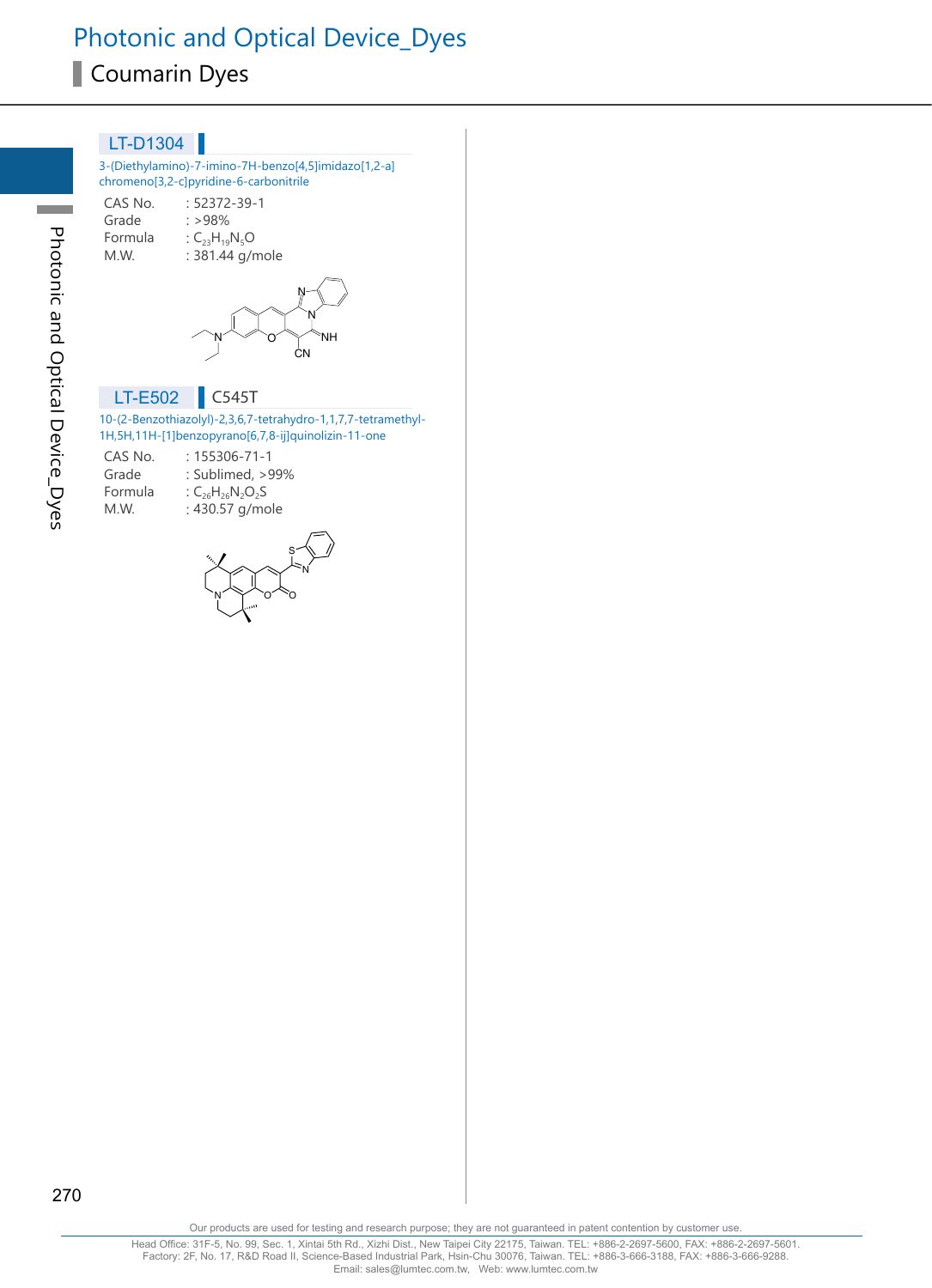# Photonic and Optical Device_Dyes

## Coumarin Dyes

### LT-D1304

3-(Diethylamino)-7-imino-7H-benzo[4,5]imidazo[1,2-a]chromeno[3,2-c]pyridine-6-carbonitrile

| | |
|---|---|
| CAS No. | : 52372-39-1 |
| Grade | : >98% |
| Formula | : $C_{23}H_{19}N_5O$ |
| M.W. | : 381.44 g/mole |

### LT-E502 C545T

10-(2-Benzothiazolyl)-2,3,6,7-tetrahydro-1,1,7,7-tetramethyl-1H,5H,11H-[1]benzopyrano[6,7,8-ij]quinolizin-11-one

| | |
|---|---|
| CAS No. | : 155306-71-1 |
| Grade | : Sublimed, >99% |
| Formula | : $C_{26}H_{26}N_2O_2S$ |
| M.W. | : 430.57 g/mole |

Our products are used for testing and research purpose; they are not guaranteed in patent contention by customer use.

Head Office: 31F-5, No. 99, Sec. 1, Xintai 5th Rd., Xizhi Dist., New Taipei City 22175, Taiwan. TEL: +886-2-2697-5600, FAX: +886-2-2697-5601.
Factory: 2F, No. 17, R&D Road II, Science-Based Industrial Park, Hsin-Chu 30076, Taiwan. TEL: +886-3-666-3188, FAX: +886-3-666-9288.
Email: sales@lumtec.com.tw, Web: www.lumtec.com.tw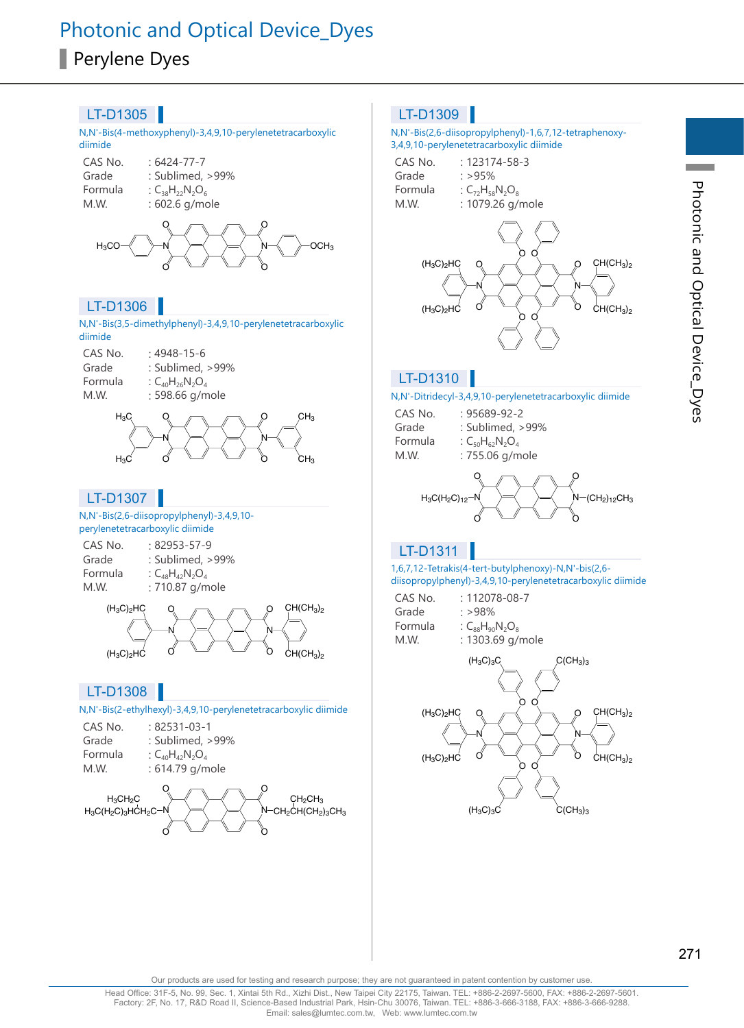# Photonic and Optical Device_Dyes

## Perylene Dyes

### LT-D1305

N,N'-Bis(4-methoxyphenyl)-3,4,9,10-perylenetetracarboxylic diimide

| | |
|---|---|
| CAS No. | : 6424-77-7 |
| Grade | : Sublimed, >99% |
| Formula | : $C_{38}H_{22}N_2O_6$ |
| M.W. | : 602.6 g/mole |

### LT-D1306

N,N'-Bis(3,5-dimethylphenyl)-3,4,9,10-perylenetetracarboxylic diimide

| | |
|---|---|
| CAS No. | : 4948-15-6 |
| Grade | : Sublimed, >99% |
| Formula | : $C_{40}H_{26}N_2O_4$ |
| M.W. | : 598.66 g/mole |

### LT-D1307

N,N'-Bis(2,6-diisopropylphenyl)-3,4,9,10-perylenetetracarboxylic diimide

| | |
|---|---|
| CAS No. | : 82953-57-9 |
| Grade | : Sublimed, >99% |
| Formula | : $C_{48}H_{42}N_2O_4$ |
| M.W. | : 710.87 g/mole |

### LT-D1308

N,N'-Bis(2-ethylhexyl)-3,4,9,10-perylenetetracarboxylic diimide

| | |
|---|---|
| CAS No. | : 82531-03-1 |
| Grade | : Sublimed, >99% |
| Formula | : $C_{40}H_{42}N_2O_4$ |
| M.W. | : 614.79 g/mole |

### LT-D1309

N,N'-Bis(2,6-diisopropylphenyl)-1,6,7,12-tetraphenoxy-3,4,9,10-perylenetetracarboxylic diimide

| | |
|---|---|
| CAS No. | : 123174-58-3 |
| Grade | : >95% |
| Formula | : $C_{72}H_{58}N_2O_8$ |
| M.W. | : 1079.26 g/mole |

### LT-D1310

N,N'-Ditridecyl-3,4,9,10-perylenetetracarboxylic diimide

| | |
|---|---|
| CAS No. | : 95689-92-2 |
| Grade | : Sublimed, >99% |
| Formula | : $C_{50}H_{62}N_2O_4$ |
| M.W. | : 755.06 g/mole |

### LT-D1311

1,6,7,12-Tetrakis(4-tert-butylphenoxy)-N,N'-bis(2,6-diisopropylphenyl)-3,4,9,10-perylenetetracarboxylic diimide

| | |
|---|---|
| CAS No. | : 112078-08-7 |
| Grade | : >98% |
| Formula | : $C_{88}H_{90}N_2O_8$ |
| M.W. | : 1303.69 g/mole |

Our products are used for testing and research purpose; they are not guaranteed in patent contention by customer use.

Head Office: 31F-5, No. 99, Sec. 1, Xintai 5th Rd., Xizhi Dist., New Taipei City 22175, Taiwan. TEL: +886-2-2697-5600, FAX: +886-2-2697-5601.
Factory: 2F, No. 17, R&D Road II, Science-Based Industrial Park, Hsin-Chu 30076, Taiwan. TEL: +886-3-666-3188, FAX: +886-3-666-9288.
Email: sales@lumtec.com.tw, Web: www.lumtec.com.tw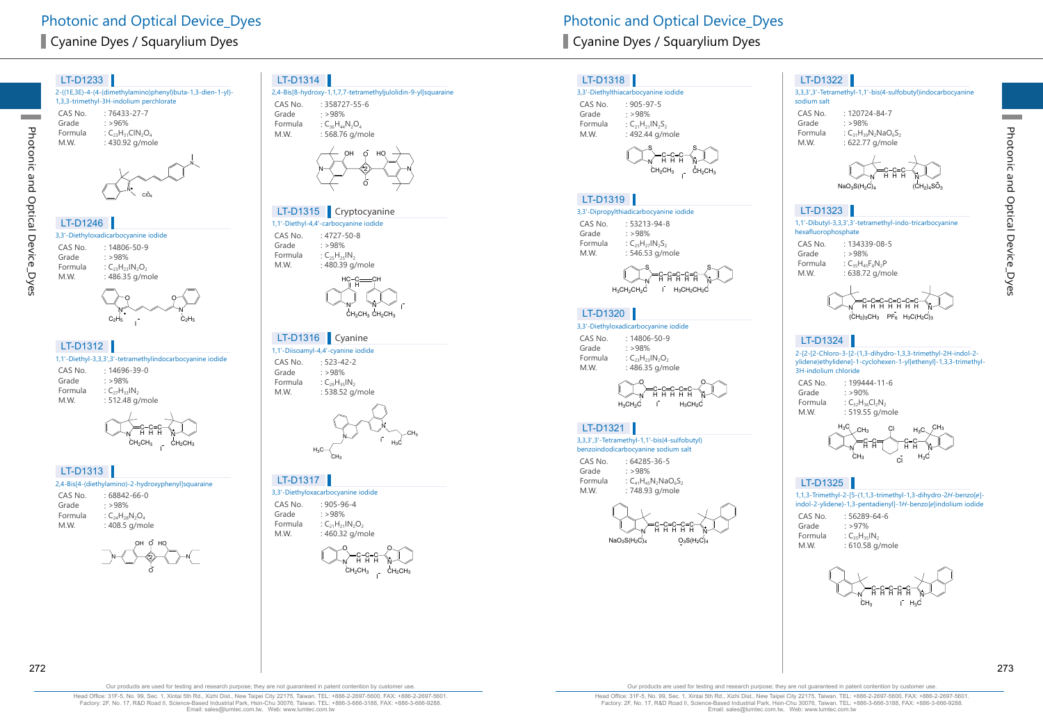# Photonic and Optical Device_Dyes

## Cyanine Dyes / Squarylium Dyes

### LT-D1233

2-((1E,3E)-4-(4-(dimethylamino)phenyl)buta-1,3-dien-1-yl)-1,3,3-trimethyl-3H-indolium perchlorate

| | |
|---|---|
| CAS No. | : 76433-27-7 |
| Grade | : >96% |
| Formula | : $C_{23}H_{31}ClN_2O_4$ |
| M.W. | : 430.92 g/mole |

### LT-D1246

3,3'-Diethyloxadicarbocyanine iodide

| | |
|---|---|
| CAS No. | : 14806-50-9 |
| Grade | : >98% |
| Formula | : $C_{23}H_{23}IN_2O_2$ |
| M.W. | : 486.35 g/mole |

### LT-D1312

1,1'-Diethyl-3,3,3',3'-tetramethylindocarbocyanine iodide

| | |
|---|---|
| CAS No. | : 14696-39-0 |
| Grade | : >98% |
| Formula | : $C_{27}H_{33}IN_2$ |
| M.W. | : 512.48 g/mole |

### LT-D1313

2,4-Bis[4-(diethylamino)-2-hydroxyphenyl]squaraine

| | |
|---|---|
| CAS No. | : 68842-66-0 |
| Grade | : >98% |
| Formula | : $C_{24}H_{28}N_2O_4$ |
| M.W. | : 408.5 g/mole |

### LT-D1314

2,4-Bis[8-hydroxy-1,1,7,7-tetramethyljulolidin-9-yl]squaraine

| | |
|---|---|
| CAS No. | : 358727-55-6 |
| Grade | : >98% |
| Formula | : $C_{36}H_{44}N_2O_4$ |
| M.W. | : 568.76 g/mole |

### LT-D1315 Cryptocyanine

1,1'-Diethyl-4,4'-carbocyanine iodide

| | |
|---|---|
| CAS No. | : 4727-50-8 |
| Grade | : >98% |
| Formula | : $C_{25}H_{25}IN_2$ |
| M.W. | : 480.39 g/mole |

### LT-D1316 Cyanine

1,1'-Diisoamyl-4,4'-cyanine iodide

| | |
|---|---|
| CAS No. | : 523-42-2 |
| Grade | : >98% |
| Formula | : $C_{29}H_{35}IN_2$ |
| M.W. | : 538.52 g/mole |

### LT-D1317

3,3'-Diethyloxacarbocyanine iodide

| | |
|---|---|
| CAS No. | : 905-96-4 |
| Grade | : >98% |
| Formula | : $C_{21}H_{21}IN_2O_2$ |
| M.W. | : 460.32 g/mole |

### LT-D1318

3,3'-Diethylthiacarbocyanine iodide

| | |
|---|---|
| CAS No. | : 905-97-5 |
| Grade | : >98% |
| Formula | : $C_{21}H_{21}IN_2S_2$ |
| M.W. | : 492.44 g/mole |

### LT-D1319

3,3'-Dipropylthiadicarbocyanine iodide

| | |
|---|---|
| CAS No. | : 53213-94-8 |
| Grade | : >98% |
| Formula | : $C_{25}H_{27}IN_2S_2$ |
| M.W. | : 546.53 g/mole |

### LT-D1320

3,3'-Diethyloxadicarbocyanine iodide

| | |
|---|---|
| CAS No. | : 14806-50-9 |
| Grade | : >98% |
| Formula | : $C_{23}H_{23}IN_2O_2$ |
| M.W. | : 486.35 g/mole |

### LT-D1321

3,3,3',3'-Tetramethyl-1,1'-bis(4-sulfobutyl)benzoindodicarbocyanine sodium salt

| | |
|---|---|
| CAS No. | : 64285-36-5 |
| Grade | : >98% |
| Formula | : $C_{41}H_{45}N_2NaO_6S_2$ |
| M.W. | : 748.93 g/mole |

### LT-D1322

3,3,3',3'-Tetramethyl-1,1'-bis(4-sulfobutyl)indocarbocyanine sodium salt

| | |
|---|---|
| CAS No. | : 120724-84-7 |
| Grade | : >98% |
| Formula | : $C_{31}H_{39}N_2NaO_6S_2$ |
| M.W. | : 622.77 g/mole |

### LT-D1323

1,1'-Dibutyl-3,3,3',3'-tetramethyl-indo-tricarbocyanine hexafluorophosphate

| | |
|---|---|
| CAS No. | : 134339-08-5 |
| Grade | : >98% |
| Formula | : $C_{35}H_{45}F_6N_2P$ |
| M.W. | : 638.72 g/mole |

### LT-D1324

2-[2-[2-Chloro-3-[2-(1,3-dihydro-1,3,3-trimethyl-2H-indol-2-ylidene)ethylidene]-1-cyclohexen-1-yl]ethenyl]-1,3,3-trimethyl-3H-indolium chloride

| | |
|---|---|
| CAS No. | : 199444-11-6 |
| Grade | : >90% |
| Formula | : $C_{32}H_{36}Cl_2N_2$ |
| M.W. | : 519.55 g/mole |

### LT-D1325

1,1,3-Trimethyl-2-[5-(1,1,3-trimethyl-1,3-dihydro-2*H*-benzo[*e*]-indol-2-ylidene)-1,3-pentadienyl]-1*H*-benzo[*e*]indolium iodide

| | |
|---|---|
| CAS No. | : 56289-64-6 |
| Grade | : >97% |
| Formula | : $C_{35}H_{35}IN_2$ |
| M.W. | : 610.58 g/mole |

Our products are used for testing and research purpose; they are not guaranteed in patent contention by customer use.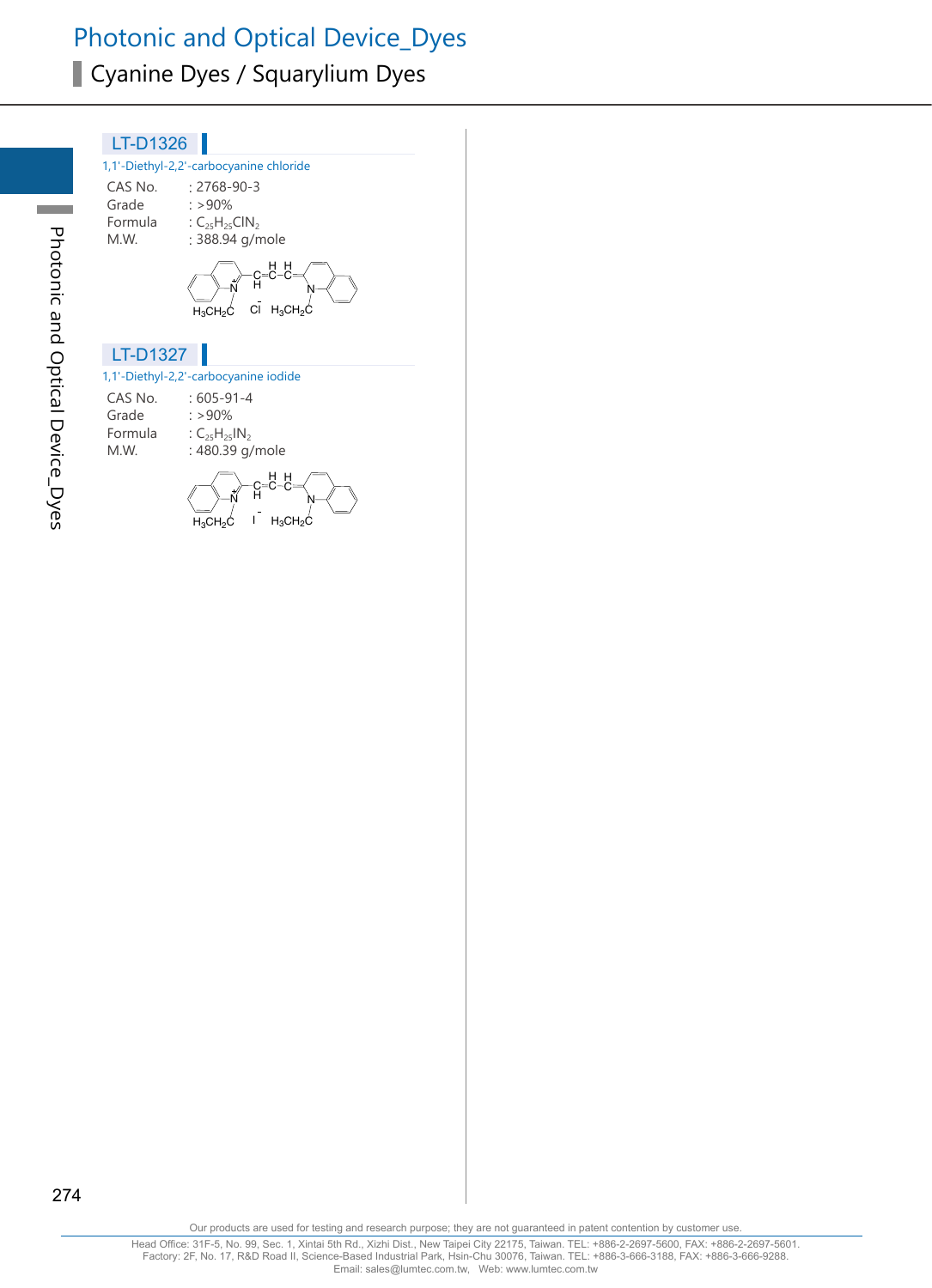# Photonic and Optical Device_Dyes

## Cyanine Dyes / Squarylium Dyes

### LT-D1326

1,1'-Diethyl-2,2'-carbocyanine chloride

| | |
|---|---|
| CAS No. | : 2768-90-3 |
| Grade | : >90% |
| Formula | : $C_{25}H_{25}ClN_2$ |
| M.W. | : 388.94 g/mole |

### LT-D1327

1,1'-Diethyl-2,2'-carbocyanine iodide

| | |
|---|---|
| CAS No. | : 605-91-4 |
| Grade | : >90% |
| Formula | : $C_{25}H_{25}IN_2$ |
| M.W. | : 480.39 g/mole |

Our products are used for testing and research purpose; they are not guaranteed in patent contention by customer use.

Head Office: 31F-5, No. 99, Sec. 1, Xintai 5th Rd., Xizhi Dist., New Taipei City 22175, Taiwan. TEL: +886-2-2697-5600, FAX: +886-2-2697-5601.
Factory: 2F, No. 17, R&D Road II, Science-Based Industrial Park, Hsin-Chu 30076, Taiwan. TEL: +886-3-666-3188, FAX: +886-3-666-9288.
Email: sales@lumtec.com.tw, Web: www.lumtec.com.tw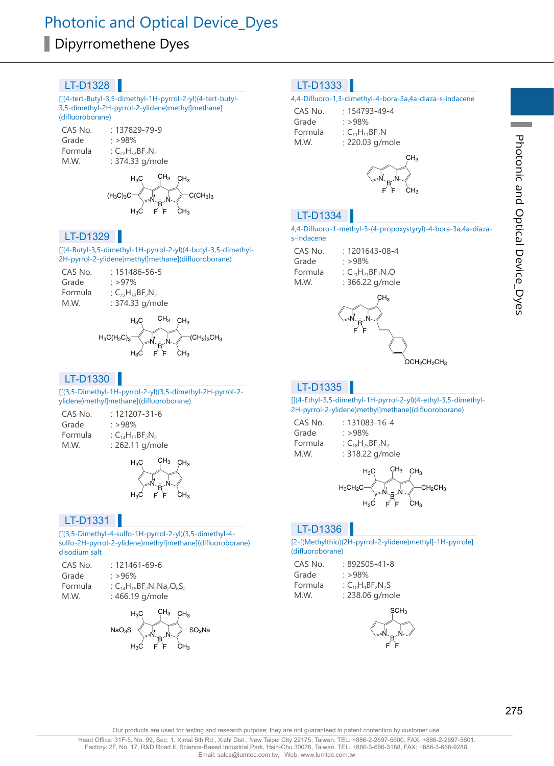# Photonic and Optical Device_Dyes

## Dipyrromethene Dyes

### LT-D1328

[[(4-tert-Butyl-3,5-dimethyl-1H-pyrrol-2-yl)(4-tert-butyl-3,5-dimethyl-2H-pyrrol-2-ylidene)methyl]methane](difluoroborane)

| | |
|---|---|
| CAS No. | : 137829-79-9 |
| Grade | : >98% |
| Formula | : $C_{22}H_{33}BF_2N_2$ |
| M.W. | : 374.33 g/mole |

### LT-D1329

[[(4-Butyl-3,5-dimethyl-1H-pyrrol-2-yl)(4-butyl-3,5-dimethyl-2H-pyrrol-2-ylidene)methyl]methane](difluoroborane)

| | |
|---|---|
| CAS No. | : 151486-56-5 |
| Grade | : >97% |
| Formula | : $C_{22}H_{33}BF_2N_2$ |
| M.W. | : 374.33 g/mole |

### LT-D1330

[[(3,5-Dimethyl-1H-pyrrol-2-yl)(3,5-dimethyl-2H-pyrrol-2-ylidene)methyl]methane](difluoroborane)

| | |
|---|---|
| CAS No. | : 121207-31-6 |
| Grade | : >98% |
| Formula | : $C_{14}H_{17}BF_2N_2$ |
| M.W. | : 262.11 g/mole |

### LT-D1331

[[(3,5-Dimethyl-4-sulfo-1H-pyrrol-2-yl)(3,5-dimethyl-4-sulfo-2H-pyrrol-2-ylidene)methyl]methane](difluoroborane) disodium salt

| | |
|---|---|
| CAS No. | : 121461-69-6 |
| Grade | : >96% |
| Formula | : $C_{14}H_{15}BF_2N_2Na_2O_6S_2$ |
| M.W. | : 466.19 g/mole |

### LT-D1333

4,4-Difluoro-1,3-dimethyl-4-bora-3a,4a-diaza-s-indacene

| | |
|---|---|
| CAS No. | : 154793-49-4 |
| Grade | : >98% |
| Formula | : $C_{11}H_{11}BF_2N$ |
| M.W. | : 220.03 g/mole |

### LT-D1334

4,4-Difluoro-1-methyl-3-(4-propoxystyryl)-4-bora-3a,4a-diaza-s-indacene

| | |
|---|---|
| CAS No. | : 1201643-08-4 |
| Grade | : >98% |
| Formula | : $C_{21}H_{21}BF_2N_2O$ |
| M.W. | : 366.22 g/mole |

### LT-D1335

[[(4-Ethyl-3,5-dimethyl-1H-pyrrol-2-yl)(4-ethyl-3,5-dimethyl-2H-pyrrol-2-ylidene)methyl]methane](difluoroborane)

| | |
|---|---|
| CAS No. | : 131083-16-4 |
| Grade | : >98% |
| Formula | : $C_{18}H_{25}BF_2N_2$ |
| M.W. | : 318.22 g/mole |

### LT-D1336

[2-[(Methylthio)(2H-pyrrol-2-ylidene)methyl]-1H-pyrrole](difluoroborane)

| | |
|---|---|
| CAS No. | : 892505-41-8 |
| Grade | : >98% |
| Formula | : $C_{10}H_9BF_2N_2S$ |
| M.W. | : 238.06 g/mole |

Our products are used for testing and research purpose; they are not guaranteed in patent contention by customer use.

Head Office: 31F-5, No. 99, Sec. 1, Xintai 5th Rd., Xizhi Dist., New Taipei City 22175, Taiwan. TEL: +886-2-2697-5600, FAX: +886-2-2697-5601.
Factory: 2F, No. 17, R&D Road II, Science-Based Industrial Park, Hsin-Chu 30076, Taiwan. TEL: +886-3-666-3188, FAX: +886-3-666-9288.
Email: sales@lumtec.com.tw, Web: www.lumtec.com.tw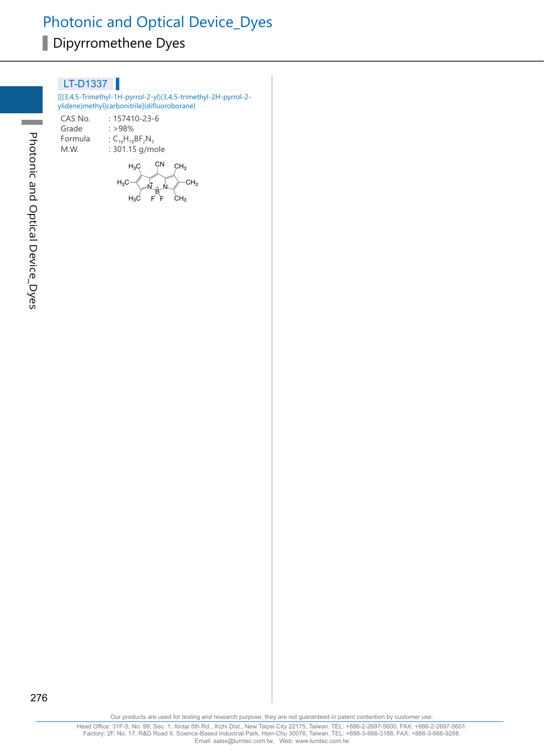## LT-D1337

[[(3,4,5-Trimethyl-1H-pyrrol-2-yl)(3,4,5-trimethyl-2H-pyrrol-2-ylidene)methyl]carbonitrile](difluoroborane)

| | |
|---|---|
| CAS No. | : 157410-23-6 |
| Grade | : >98% |
| Formula | : $C_{16}H_{18}BF_2N_3$ |
| M.W. | : 301.15 g/mole |

Our products are used for testing and research purpose; they are not guaranteed in patent contention by customer use.

Head Office: 31F-5, No. 99, Sec. 1, Xintai 5th Rd., Xizhi Dist., New Taipei City 22175, Taiwan. TEL: +886-2-2697-5600, FAX: +886-2-2697-5601.
Factory: 2F, No. 17, R&D Road II, Science-Based Industrial Park, Hsin-Chu 30076, Taiwan. TEL: +886-3-666-3188, FAX: +886-3-666-9288.
Email: sales@lumtec.com.tw, Web: www.lumtec.com.tw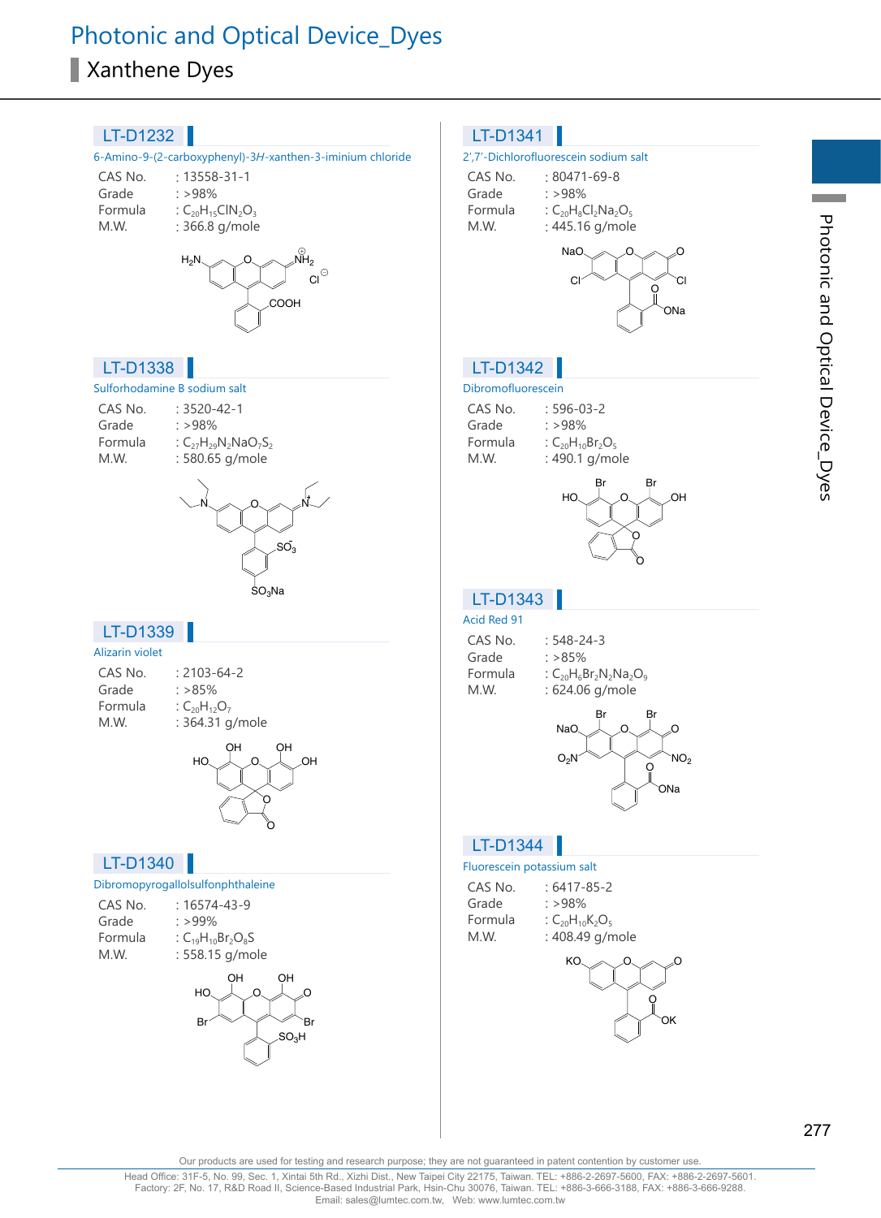# Photonic and Optical Device_Dyes

## Xanthene Dyes

### LT-D1232

6-Amino-9-(2-carboxyphenyl)-3*H*-xanthen-3-iminium chloride

| | |
|---|---|
| CAS No. | : 13558-31-1 |
| Grade | : >98% |
| Formula | : $C_{20}H_{15}ClN_2O_3$ |
| M.W. | : 366.8 g/mole |

### LT-D1338

Sulforhodamine B sodium salt

| | |
|---|---|
| CAS No. | : 3520-42-1 |
| Grade | : >98% |
| Formula | : $C_{27}H_{29}N_2NaO_7S_2$ |
| M.W. | : 580.65 g/mole |

### LT-D1339

Alizarin violet

| | |
|---|---|
| CAS No. | : 2103-64-2 |
| Grade | : >85% |
| Formula | : $C_{20}H_{12}O_7$ |
| M.W. | : 364.31 g/mole |

### LT-D1340

Dibromopyrogallolsulfonphthaleine

| | |
|---|---|
| CAS No. | : 16574-43-9 |
| Grade | : >99% |
| Formula | : $C_{19}H_{10}Br_2O_8S$ |
| M.W. | : 558.15 g/mole |

### LT-D1341

2',7'-Dichlorofluorescein sodium salt

| | |
|---|---|
| CAS No. | : 80471-69-8 |
| Grade | : >98% |
| Formula | : $C_{20}H_8Cl_2Na_2O_5$ |
| M.W. | : 445.16 g/mole |

### LT-D1342

Dibromofluorescein

| | |
|---|---|
| CAS No. | : 596-03-2 |
| Grade | : >98% |
| Formula | : $C_{20}H_{10}Br_2O_5$ |
| M.W. | : 490.1 g/mole |

### LT-D1343

Acid Red 91

| | |
|---|---|
| CAS No. | : 548-24-3 |
| Grade | : >85% |
| Formula | : $C_{20}H_6Br_2N_2Na_2O_9$ |
| M.W. | : 624.06 g/mole |

### LT-D1344

Fluorescein potassium salt

| | |
|---|---|
| CAS No. | : 6417-85-2 |
| Grade | : >98% |
| Formula | : $C_{20}H_{10}K_2O_5$ |
| M.W. | : 408.49 g/mole |

Our products are used for testing and research purpose; they are not guaranteed in patent contention by customer use.

Head Office: 31F-5, No. 99, Sec. 1, Xintai 5th Rd., Xizhi Dist., New Taipei City 22175, Taiwan. TEL: +886-2-2697-5600, FAX: +886-2-2697-5601.
Factory: 2F, No. 17, R&D Road II, Science-Based Industrial Park, Hsin-Chu 30076, Taiwan. TEL: +886-3-666-3188, FAX: +886-3-666-9288.
Email: sales@lumtec.com.tw, Web: www.lumtec.com.tw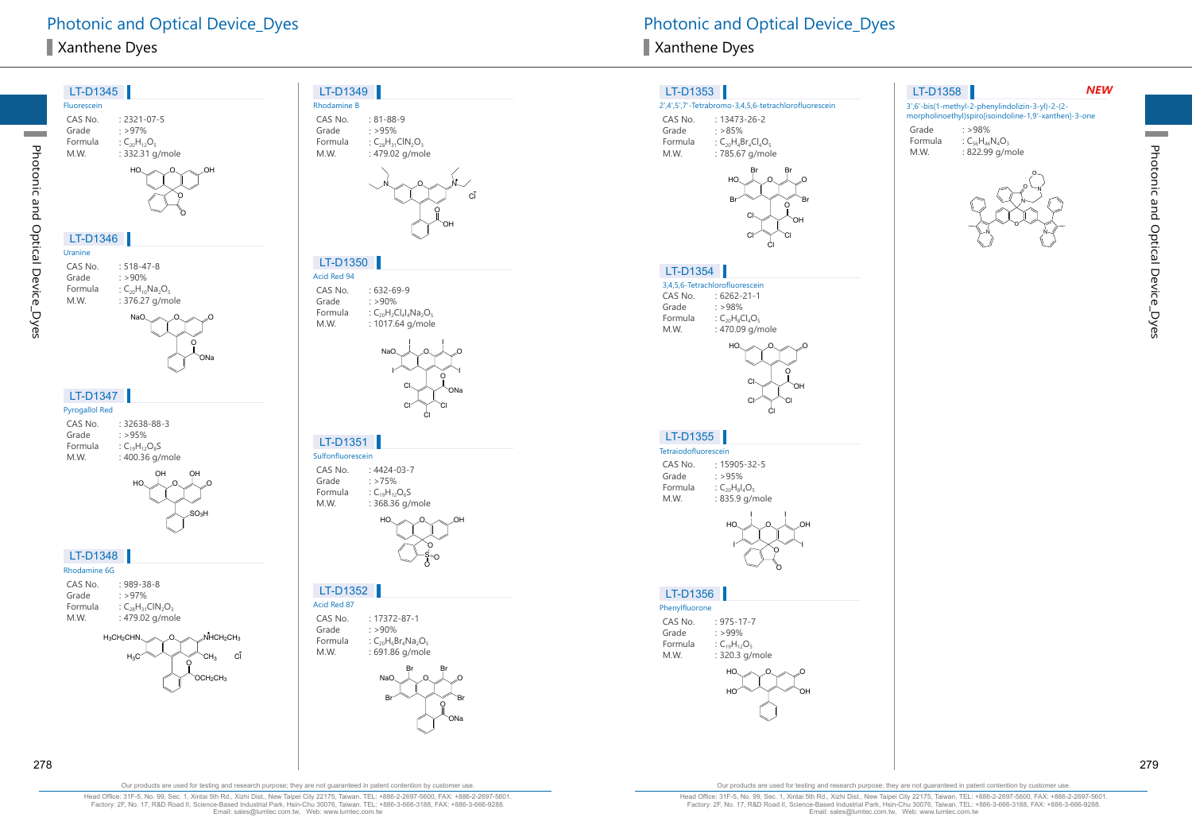# Photonic and Optical Device_Dyes

## Xanthene Dyes

### LT-D1345

Fluorescein

| | |
|---|---|
| CAS No. | : 2321-07-5 |
| Grade | : >97% |
| Formula | : $C_{20}H_{12}O_5$ |
| M.W. | : 332.31 g/mole |

### LT-D1346

Uranine

| | |
|---|---|
| CAS No. | : 518-47-8 |
| Grade | : >90% |
| Formula | : $C_{20}H_{10}Na_2O_5$ |
| M.W. | : 376.27 g/mole |

### LT-D1347

Pyrogallol Red

| | |
|---|---|
| CAS No. | : 32638-88-3 |
| Grade | : >95% |
| Formula | : $C_{19}H_{12}O_8S$ |
| M.W. | : 400.36 g/mole |

### LT-D1348

Rhodamine 6G

| | |
|---|---|
| CAS No. | : 989-38-8 |
| Grade | : >97% |
| Formula | : $C_{28}H_{31}ClN_2O_3$ |
| M.W. | : 479.02 g/mole |

### LT-D1349

Rhodamine B

| | |
|---|---|
| CAS No. | : 81-88-9 |
| Grade | : >95% |
| Formula | : $C_{28}H_{31}ClN_2O_3$ |
| M.W. | : 479.02 g/mole |

### LT-D1350

Acid Red 94

| | |
|---|---|
| CAS No. | : 632-69-9 |
| Grade | : >90% |
| Formula | : $C_{20}H_2Cl_4I_4Na_2O_5$ |
| M.W. | : 1017.64 g/mole |

### LT-D1351

Sulfonfluorescein

| | |
|---|---|
| CAS No. | : 4424-03-7 |
| Grade | : >75% |
| Formula | : $C_{19}H_{12}O_6S$ |
| M.W. | : 368.36 g/mole |

### LT-D1352

Acid Red 87

| | |
|---|---|
| CAS No. | : 17372-87-1 |
| Grade | : >90% |
| Formula | : $C_{20}H_6Br_4Na_2O_5$ |
| M.W. | : 691.86 g/mole |

### LT-D1353

2',4',5',7'-Tetrabromo-3,4,5,6-tetrachlorofluorescein

| | |
|---|---|
| CAS No. | : 13473-26-2 |
| Grade | : >85% |
| Formula | : $C_{20}H_4Br_4Cl_4O_5$ |
| M.W. | : 785.67 g/mole |

### LT-D1354

3,4,5,6-Tetrachlorofluorescein

| | |
|---|---|
| CAS No. | : 6262-21-1 |
| Grade | : >98% |
| Formula | : $C_{20}H_8Cl_4O_5$ |
| M.W. | : 470.09 g/mole |

### LT-D1355

Tetraiodofluorescein

| | |
|---|---|
| CAS No. | : 15905-32-5 |
| Grade | : >95% |
| Formula | : $C_{20}H_8I_4O_5$ |
| M.W. | : 835.9 g/mole |

### LT-D1356

Phenylfluorone

| | |
|---|---|
| CAS No. | : 975-17-7 |
| Grade | : >99% |
| Formula | : $C_{19}H_{12}O_5$ |
| M.W. | : 320.3 g/mole |

### LT-D1358 **NEW**

3',6'-bis(1-methyl-2-phenylindolizin-3-yl)-2-(2-morpholinoethyl)spiro[isoindoline-1,9'-xanthen]-3-one

| | |
|---|---|
| Grade | : >98% |
| Formula | : $C_{56}H_{46}N_4O_3$ |
| M.W. | : 822.99 g/mole |

Our products are used for testing and research purpose; they are not guaranteed in patent contention by customer use.

Head Office: 31F-5, No. 99, Sec. 1, Xintai 5th Rd., Xizhi Dist., New Taipei City 22175, Taiwan. TEL: +886-2-2697-5600, FAX: +886-2-2697-5601.
Factory: 2F, No. 17, R&D Road II, Science-Based Industrial Park, Hsin-Chu 30076, Taiwan. TEL: +886-3-666-3188, FAX: +886-3-666-9288.
Email: sales@lumtec.com.tw, Web: www.lumtec.com.tw